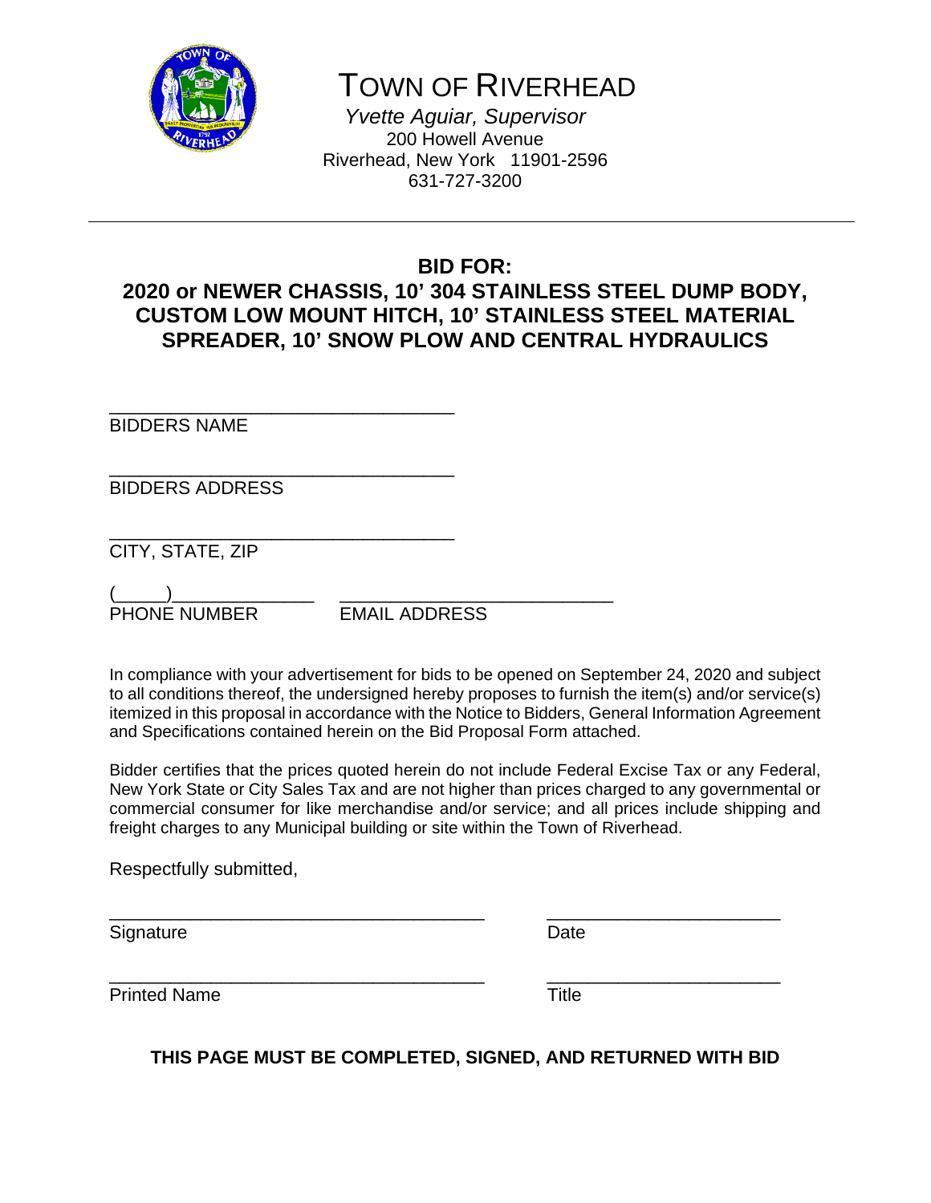# TOWN OF RIVERHEAD

*Yvette Aguiar, Supervisor*
200 Howell Avenue
Riverhead, New York 11901-2596
631-727-3200

---

## BID FOR:
## 2020 or NEWER CHASSIS, 10' 304 STAINLESS STEEL DUMP BODY, CUSTOM LOW MOUNT HITCH, 10' STAINLESS STEEL MATERIAL SPREADER, 10' SNOW PLOW AND CENTRAL HYDRAULICS

_________________________________
BIDDERS NAME

_________________________________
BIDDERS ADDRESS

_________________________________
CITY, STATE, ZIP

(_____)______________ ___________________________
PHONE NUMBER EMAIL ADDRESS

In compliance with your advertisement for bids to be opened on September 24, 2020 and subject to all conditions thereof, the undersigned hereby proposes to furnish the item(s) and/or service(s) itemized in this proposal in accordance with the Notice to Bidders, General Information Agreement and Specifications contained herein on the Bid Proposal Form attached.

Bidder certifies that the prices quoted herein do not include Federal Excise Tax or any Federal, New York State or City Sales Tax and are not higher than prices charged to any governmental or commercial consumer for like merchandise and/or service; and all prices include shipping and freight charges to any Municipal building or site within the Town of Riverhead.

Respectfully submitted,

_____________________________________ _______________________
Signature Date

_____________________________________ _______________________
Printed Name Title

**THIS PAGE MUST BE COMPLETED, SIGNED, AND RETURNED WITH BID**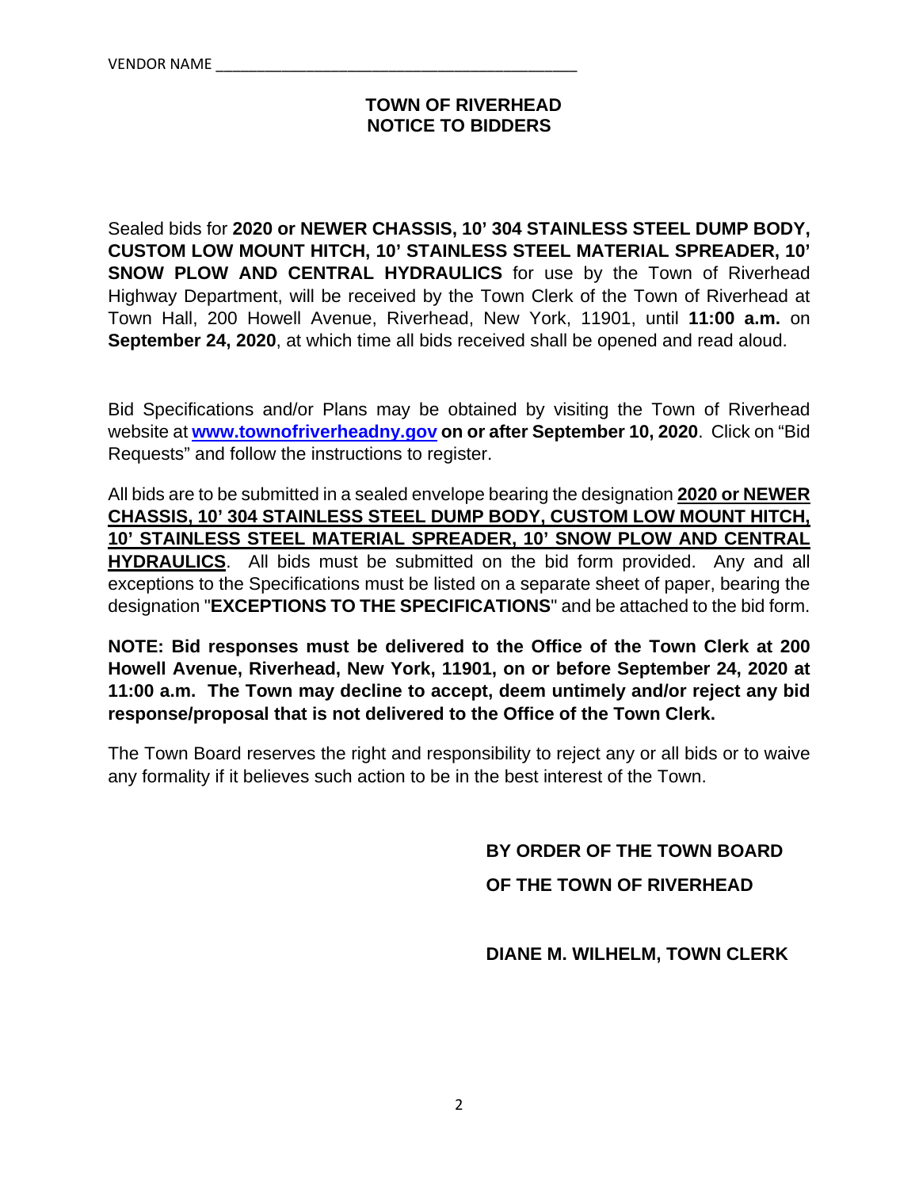VENDOR NAME _____________________________________________

# TOWN OF RIVERHEAD
## NOTICE TO BIDDERS

Sealed bids for **2020 or NEWER CHASSIS, 10' 304 STAINLESS STEEL DUMP BODY, CUSTOM LOW MOUNT HITCH, 10' STAINLESS STEEL MATERIAL SPREADER, 10' SNOW PLOW AND CENTRAL HYDRAULICS** for use by the Town of Riverhead Highway Department, will be received by the Town Clerk of the Town of Riverhead at Town Hall, 200 Howell Avenue, Riverhead, New York, 11901, until **11:00 a.m.** on **September 24, 2020**, at which time all bids received shall be opened and read aloud.

Bid Specifications and/or Plans may be obtained by visiting the Town of Riverhead website at **www.townofriverheadny.gov on or after September 10, 2020**. Click on "Bid Requests" and follow the instructions to register.

All bids are to be submitted in a sealed envelope bearing the designation **2020 or NEWER CHASSIS, 10' 304 STAINLESS STEEL DUMP BODY, CUSTOM LOW MOUNT HITCH, 10' STAINLESS STEEL MATERIAL SPREADER, 10' SNOW PLOW AND CENTRAL HYDRAULICS**. All bids must be submitted on the bid form provided. Any and all exceptions to the Specifications must be listed on a separate sheet of paper, bearing the designation "**EXCEPTIONS TO THE SPECIFICATIONS**" and be attached to the bid form.

**NOTE: Bid responses must be delivered to the Office of the Town Clerk at 200 Howell Avenue, Riverhead, New York, 11901, on or before September 24, 2020 at 11:00 a.m. The Town may decline to accept, deem untimely and/or reject any bid response/proposal that is not delivered to the Office of the Town Clerk.**

The Town Board reserves the right and responsibility to reject any or all bids or to waive any formality if it believes such action to be in the best interest of the Town.

**BY ORDER OF THE TOWN BOARD**

**OF THE TOWN OF RIVERHEAD**

**DIANE M. WILHELM, TOWN CLERK**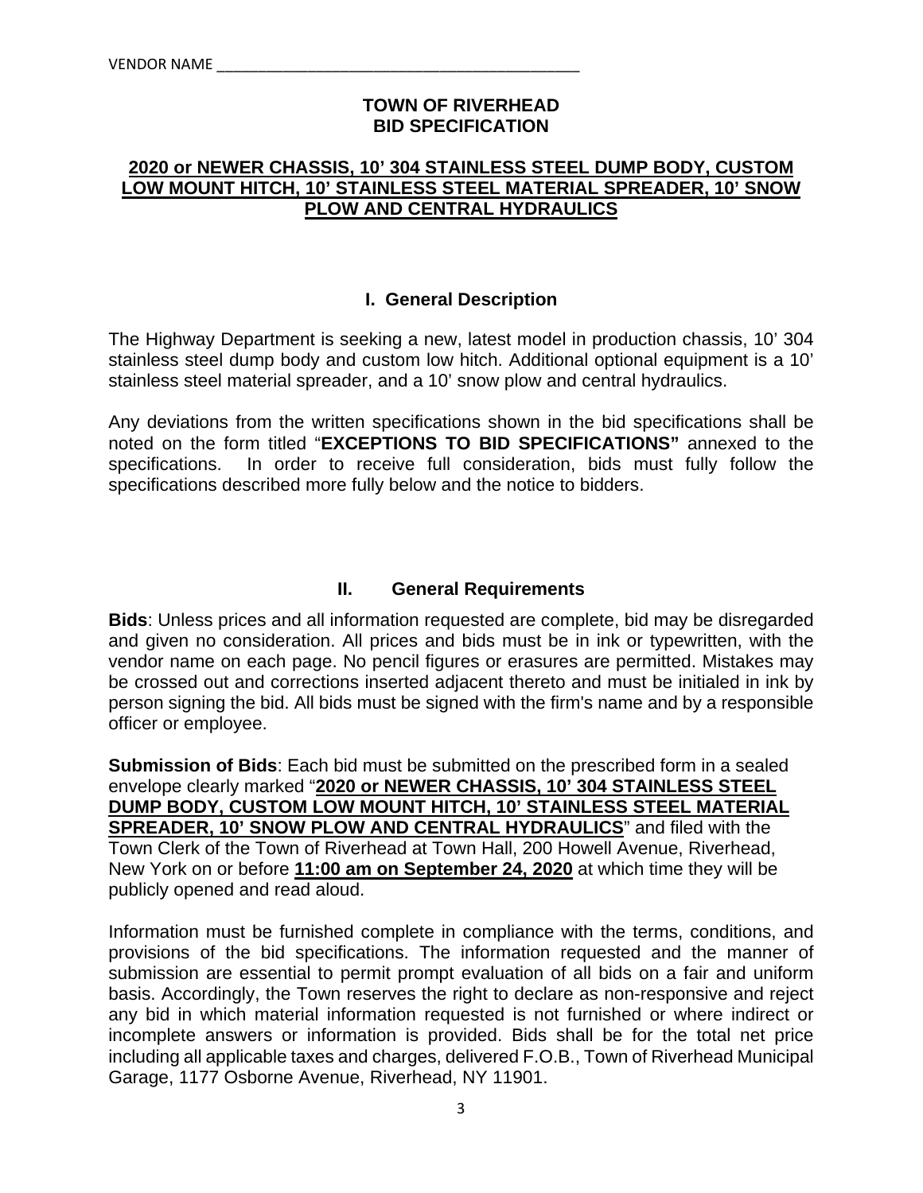VENDOR NAME ____________________________________________

**TOWN OF RIVERHEAD**
**BID SPECIFICATION**

**2020 or NEWER CHASSIS, 10' 304 STAINLESS STEEL DUMP BODY, CUSTOM LOW MOUNT HITCH, 10' STAINLESS STEEL MATERIAL SPREADER, 10' SNOW PLOW AND CENTRAL HYDRAULICS**

## I. General Description

The Highway Department is seeking a new, latest model in production chassis, 10' 304 stainless steel dump body and custom low hitch. Additional optional equipment is a 10' stainless steel material spreader, and a 10' snow plow and central hydraulics.

Any deviations from the written specifications shown in the bid specifications shall be noted on the form titled "**EXCEPTIONS TO BID SPECIFICATIONS"** annexed to the specifications. In order to receive full consideration, bids must fully follow the specifications described more fully below and the notice to bidders.

## II. General Requirements

**Bids**: Unless prices and all information requested are complete, bid may be disregarded and given no consideration. All prices and bids must be in ink or typewritten, with the vendor name on each page. No pencil figures or erasures are permitted. Mistakes may be crossed out and corrections inserted adjacent thereto and must be initialed in ink by person signing the bid. All bids must be signed with the firm's name and by a responsible officer or employee.

**Submission of Bids**: Each bid must be submitted on the prescribed form in a sealed envelope clearly marked "**2020 or NEWER CHASSIS, 10' 304 STAINLESS STEEL DUMP BODY, CUSTOM LOW MOUNT HITCH, 10' STAINLESS STEEL MATERIAL SPREADER, 10' SNOW PLOW AND CENTRAL HYDRAULICS**" and filed with the Town Clerk of the Town of Riverhead at Town Hall, 200 Howell Avenue, Riverhead, New York on or before **11:00 am on September 24, 2020** at which time they will be publicly opened and read aloud.

Information must be furnished complete in compliance with the terms, conditions, and provisions of the bid specifications. The information requested and the manner of submission are essential to permit prompt evaluation of all bids on a fair and uniform basis. Accordingly, the Town reserves the right to declare as non-responsive and reject any bid in which material information requested is not furnished or where indirect or incomplete answers or information is provided. Bids shall be for the total net price including all applicable taxes and charges, delivered F.O.B., Town of Riverhead Municipal Garage, 1177 Osborne Avenue, Riverhead, NY 11901.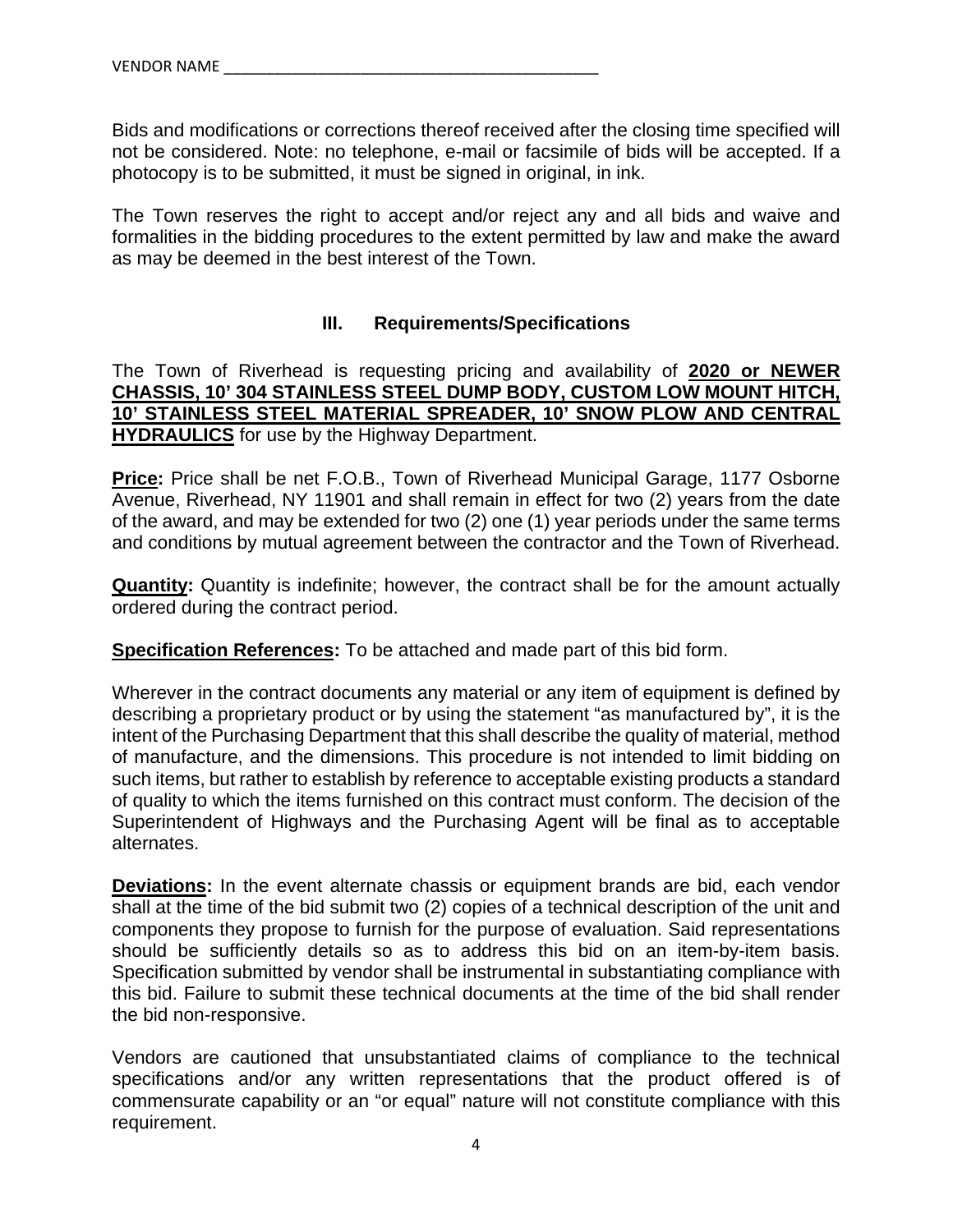VENDOR NAME ____________________________________________

Bids and modifications or corrections thereof received after the closing time specified will not be considered. Note: no telephone, e-mail or facsimile of bids will be accepted. If a photocopy is to be submitted, it must be signed in original, in ink.

The Town reserves the right to accept and/or reject any and all bids and waive and formalities in the bidding procedures to the extent permitted by law and make the award as may be deemed in the best interest of the Town.

## III. Requirements/Specifications

The Town of Riverhead is requesting pricing and availability of **2020 or NEWER CHASSIS, 10' 304 STAINLESS STEEL DUMP BODY, CUSTOM LOW MOUNT HITCH, 10' STAINLESS STEEL MATERIAL SPREADER, 10' SNOW PLOW AND CENTRAL HYDRAULICS** for use by the Highway Department.

**Price:** Price shall be net F.O.B., Town of Riverhead Municipal Garage, 1177 Osborne Avenue, Riverhead, NY 11901 and shall remain in effect for two (2) years from the date of the award, and may be extended for two (2) one (1) year periods under the same terms and conditions by mutual agreement between the contractor and the Town of Riverhead.

**Quantity:** Quantity is indefinite; however, the contract shall be for the amount actually ordered during the contract period.

**Specification References:** To be attached and made part of this bid form.

Wherever in the contract documents any material or any item of equipment is defined by describing a proprietary product or by using the statement "as manufactured by", it is the intent of the Purchasing Department that this shall describe the quality of material, method of manufacture, and the dimensions. This procedure is not intended to limit bidding on such items, but rather to establish by reference to acceptable existing products a standard of quality to which the items furnished on this contract must conform. The decision of the Superintendent of Highways and the Purchasing Agent will be final as to acceptable alternates.

**Deviations:** In the event alternate chassis or equipment brands are bid, each vendor shall at the time of the bid submit two (2) copies of a technical description of the unit and components they propose to furnish for the purpose of evaluation. Said representations should be sufficiently details so as to address this bid on an item-by-item basis. Specification submitted by vendor shall be instrumental in substantiating compliance with this bid. Failure to submit these technical documents at the time of the bid shall render the bid non-responsive.

Vendors are cautioned that unsubstantiated claims of compliance to the technical specifications and/or any written representations that the product offered is of commensurate capability or an "or equal" nature will not constitute compliance with this requirement.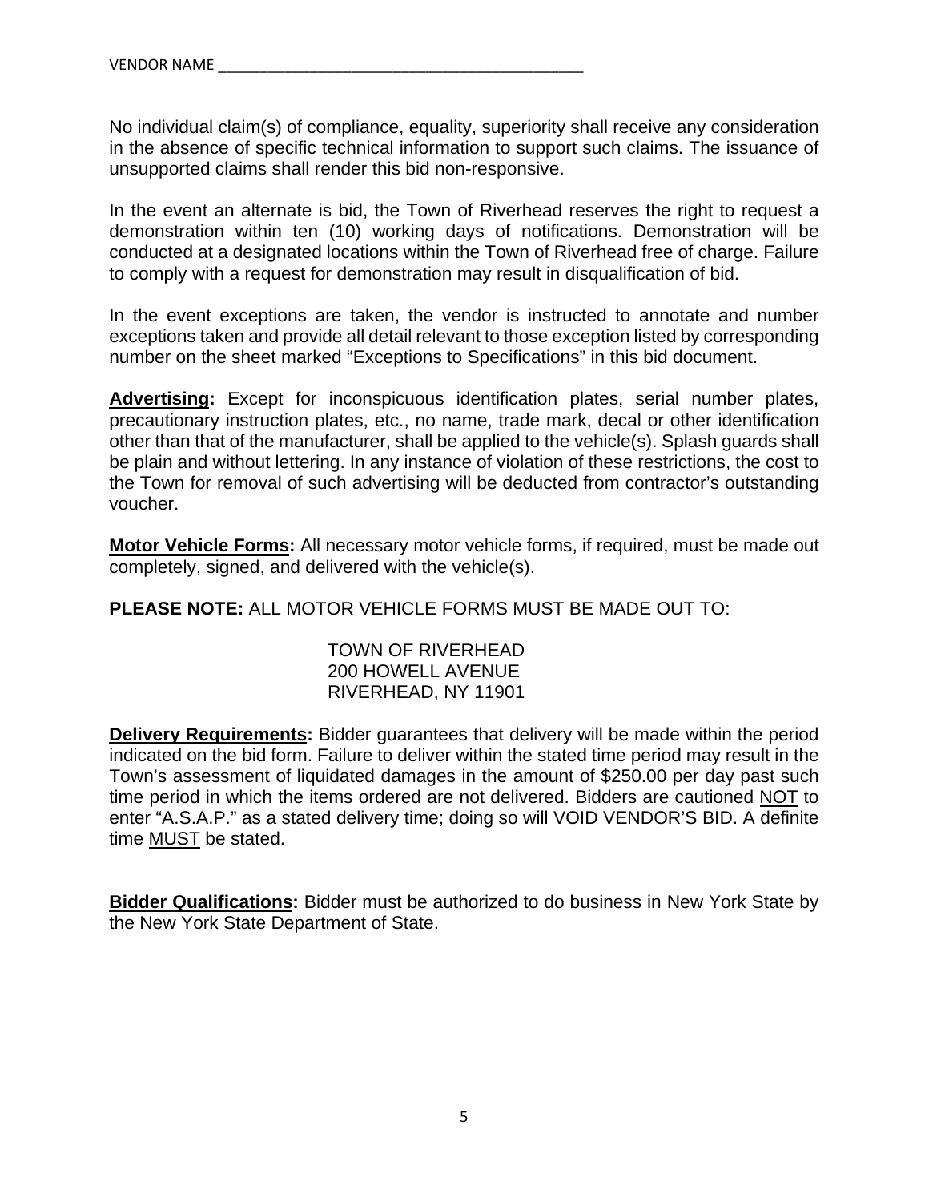VENDOR NAME _______________________________________________

No individual claim(s) of compliance, equality, superiority shall receive any consideration in the absence of specific technical information to support such claims. The issuance of unsupported claims shall render this bid non-responsive.

In the event an alternate is bid, the Town of Riverhead reserves the right to request a demonstration within ten (10) working days of notifications. Demonstration will be conducted at a designated locations within the Town of Riverhead free of charge. Failure to comply with a request for demonstration may result in disqualification of bid.

In the event exceptions are taken, the vendor is instructed to annotate and number exceptions taken and provide all detail relevant to those exception listed by corresponding number on the sheet marked "Exceptions to Specifications" in this bid document.

**Advertising:** Except for inconspicuous identification plates, serial number plates, precautionary instruction plates, etc., no name, trade mark, decal or other identification other than that of the manufacturer, shall be applied to the vehicle(s). Splash guards shall be plain and without lettering. In any instance of violation of these restrictions, the cost to the Town for removal of such advertising will be deducted from contractor's outstanding voucher.

**Motor Vehicle Forms:** All necessary motor vehicle forms, if required, must be made out completely, signed, and delivered with the vehicle(s).

**PLEASE NOTE:** ALL MOTOR VEHICLE FORMS MUST BE MADE OUT TO:

TOWN OF RIVERHEAD
200 HOWELL AVENUE
RIVERHEAD, NY 11901

**Delivery Requirements:** Bidder guarantees that delivery will be made within the period indicated on the bid form. Failure to deliver within the stated time period may result in the Town's assessment of liquidated damages in the amount of $250.00 per day past such time period in which the items ordered are not delivered. Bidders are cautioned NOT to enter "A.S.A.P." as a stated delivery time; doing so will VOID VENDOR'S BID. A definite time MUST be stated.

**Bidder Qualifications:** Bidder must be authorized to do business in New York State by the New York State Department of State.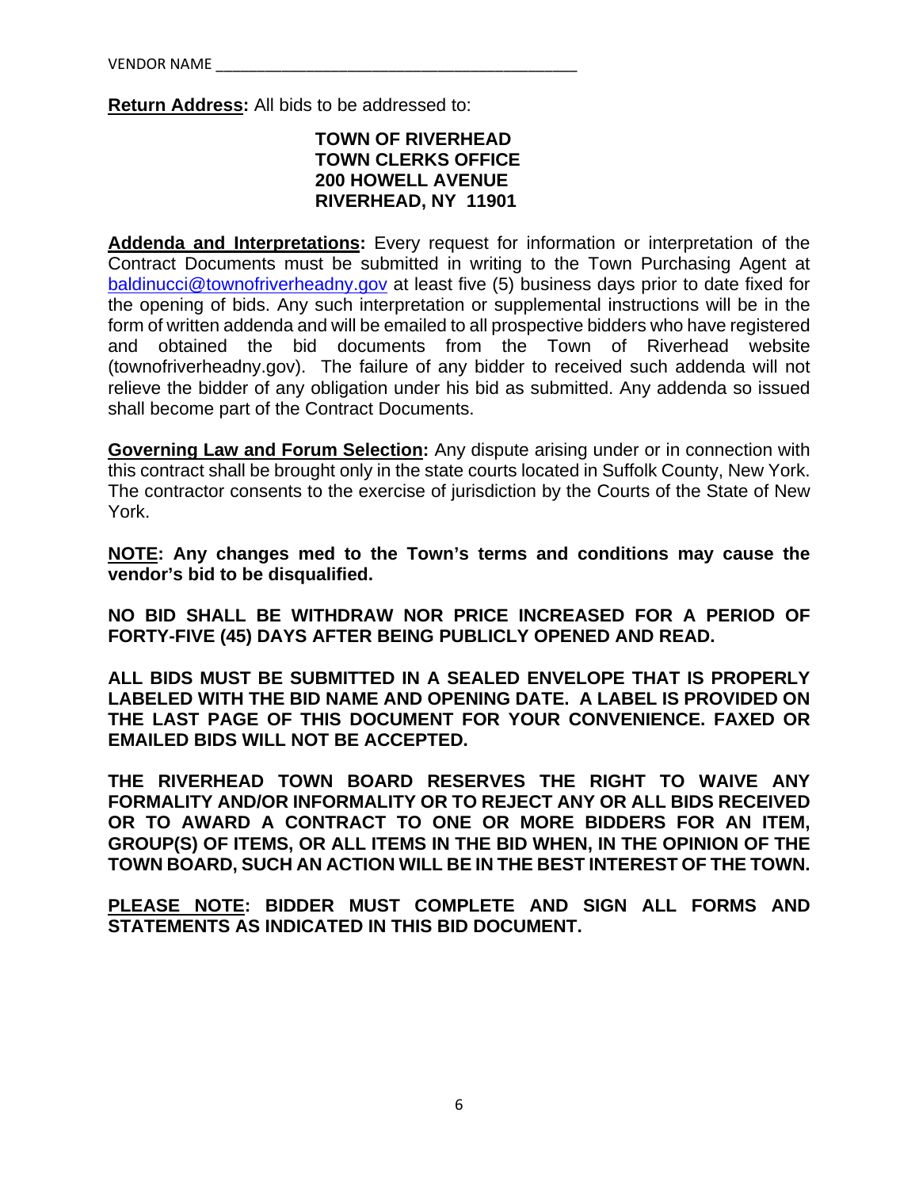VENDOR NAME ___________________________________________

**Return Address:** All bids to be addressed to:

**TOWN OF RIVERHEAD**
**TOWN CLERKS OFFICE**
**200 HOWELL AVENUE**
**RIVERHEAD, NY 11901**

**Addenda and Interpretations:** Every request for information or interpretation of the Contract Documents must be submitted in writing to the Town Purchasing Agent at baldinucci@townofriverheadny.gov at least five (5) business days prior to date fixed for the opening of bids. Any such interpretation or supplemental instructions will be in the form of written addenda and will be emailed to all prospective bidders who have registered and obtained the bid documents from the Town of Riverhead website (townofriverheadny.gov). The failure of any bidder to received such addenda will not relieve the bidder of any obligation under his bid as submitted. Any addenda so issued shall become part of the Contract Documents.

**Governing Law and Forum Selection:** Any dispute arising under or in connection with this contract shall be brought only in the state courts located in Suffolk County, New York. The contractor consents to the exercise of jurisdiction by the Courts of the State of New York.

**NOTE: Any changes med to the Town's terms and conditions may cause the vendor's bid to be disqualified.**

**NO BID SHALL BE WITHDRAW NOR PRICE INCREASED FOR A PERIOD OF FORTY-FIVE (45) DAYS AFTER BEING PUBLICLY OPENED AND READ.**

**ALL BIDS MUST BE SUBMITTED IN A SEALED ENVELOPE THAT IS PROPERLY LABELED WITH THE BID NAME AND OPENING DATE. A LABEL IS PROVIDED ON THE LAST PAGE OF THIS DOCUMENT FOR YOUR CONVENIENCE. FAXED OR EMAILED BIDS WILL NOT BE ACCEPTED.**

**THE RIVERHEAD TOWN BOARD RESERVES THE RIGHT TO WAIVE ANY FORMALITY AND/OR INFORMALITY OR TO REJECT ANY OR ALL BIDS RECEIVED OR TO AWARD A CONTRACT TO ONE OR MORE BIDDERS FOR AN ITEM, GROUP(S) OF ITEMS, OR ALL ITEMS IN THE BID WHEN, IN THE OPINION OF THE TOWN BOARD, SUCH AN ACTION WILL BE IN THE BEST INTEREST OF THE TOWN.**

**PLEASE NOTE: BIDDER MUST COMPLETE AND SIGN ALL FORMS AND STATEMENTS AS INDICATED IN THIS BID DOCUMENT.**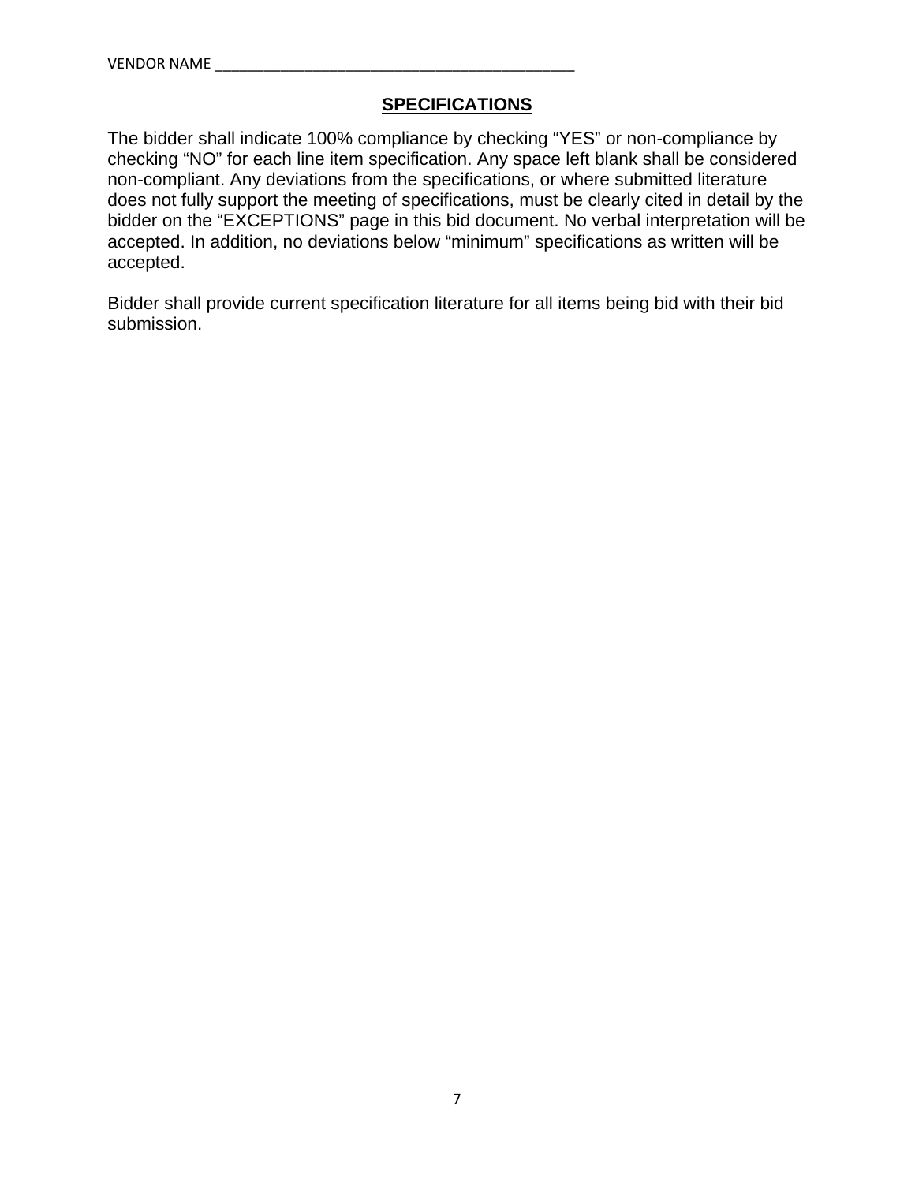VENDOR NAME ___________________________________________

## SPECIFICATIONS

The bidder shall indicate 100% compliance by checking "YES" or non-compliance by checking "NO" for each line item specification. Any space left blank shall be considered non-compliant. Any deviations from the specifications, or where submitted literature does not fully support the meeting of specifications, must be clearly cited in detail by the bidder on the "EXCEPTIONS" page in this bid document. No verbal interpretation will be accepted. In addition, no deviations below "minimum" specifications as written will be accepted.

Bidder shall provide current specification literature for all items being bid with their bid submission.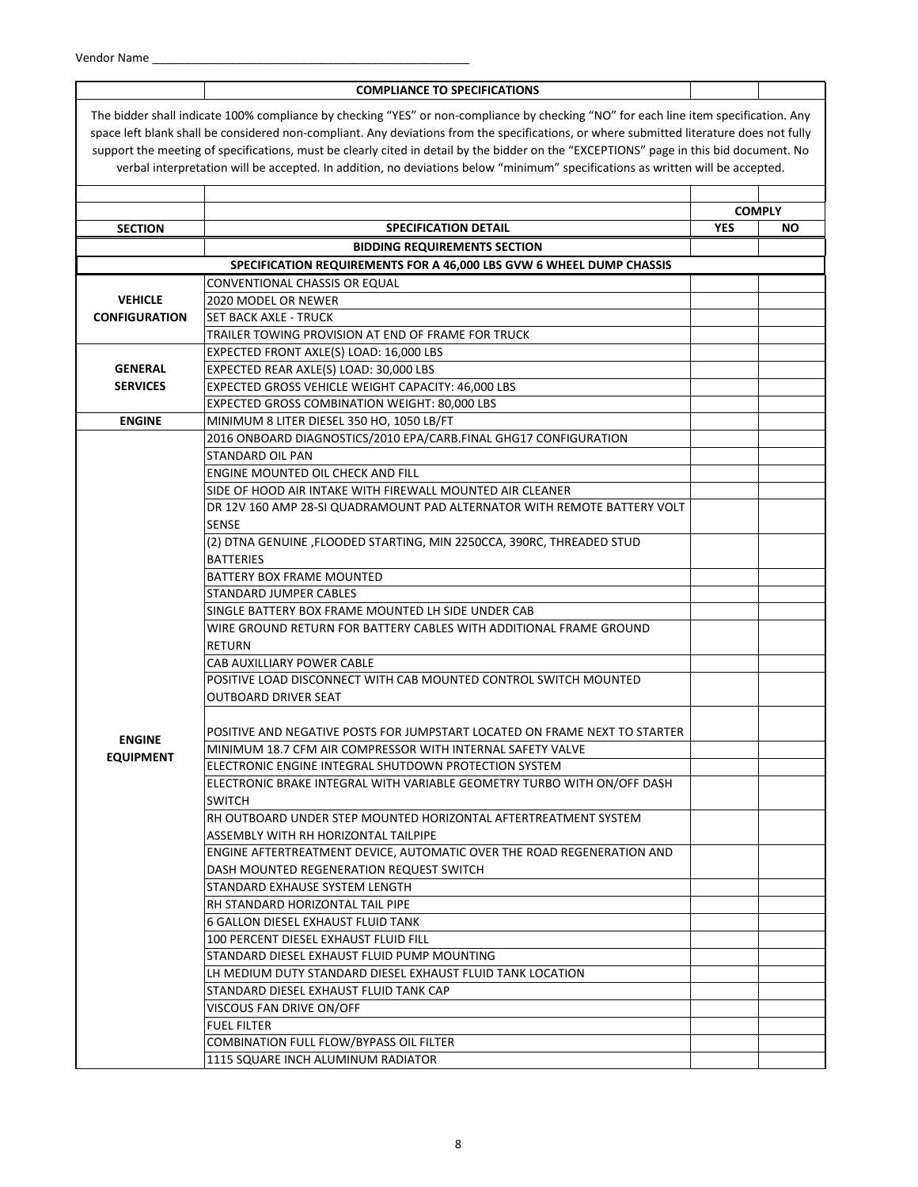Vendor Name ___________________________________________________

| | COMPLIANCE TO SPECIFICATIONS | | |
|---|---|---|---|
| The bidder shall indicate 100% compliance by checking "YES" or non-compliance by checking "NO" for each line item specification. Any space left blank shall be considered non-compliant. Any deviations from the specifications, or where submitted literature does not fully support the meeting of specifications, must be clearly cited in detail by the bidder on the "EXCEPTIONS" page in this bid document. No verbal interpretation will be accepted. In addition, no deviations below "minimum" specifications as written will be accepted. | | | |
| | | | |
| | | COMPLY | |
| SECTION | SPECIFICATION DETAIL | YES | NO |
| | BIDDING REQUIREMENTS SECTION | | |
| SPECIFICATION REQUIREMENTS FOR A 46,000 LBS GVW 6 WHEEL DUMP CHASSIS | | | |
| VEHICLE CONFIGURATION | CONVENTIONAL CHASSIS OR EQUAL | | |
| | 2020 MODEL OR NEWER | | |
| | SET BACK AXLE - TRUCK | | |
| | TRAILER TOWING PROVISION AT END OF FRAME FOR TRUCK | | |
| GENERAL SERVICES | EXPECTED FRONT AXLE(S) LOAD: 16,000 LBS | | |
| | EXPECTED REAR AXLE(S) LOAD: 30,000 LBS | | |
| | EXPECTED GROSS VEHICLE WEIGHT CAPACITY: 46,000 LBS | | |
| | EXPECTED GROSS COMBINATION WEIGHT: 80,000 LBS | | |
| ENGINE | MINIMUM 8 LITER DIESEL 350 HO, 1050 LB/FT | | |
| ENGINE EQUIPMENT | 2016 ONBOARD DIAGNOSTICS/2010 EPA/CARB.FINAL GHG17 CONFIGURATION | | |
| | STANDARD OIL PAN | | |
| | ENGINE MOUNTED OIL CHECK AND FILL | | |
| | SIDE OF HOOD AIR INTAKE WITH FIREWALL MOUNTED AIR CLEANER | | |
| | DR 12V 160 AMP 28-SI QUADRAMOUNT PAD ALTERNATOR WITH REMOTE BATTERY VOLT SENSE | | |
| | (2) DTNA GENUINE ,FLOODED STARTING, MIN 2250CCA, 390RC, THREADED STUD BATTERIES | | |
| | BATTERY BOX FRAME MOUNTED | | |
| | STANDARD JUMPER CABLES | | |
| | SINGLE BATTERY BOX FRAME MOUNTED LH SIDE UNDER CAB | | |
| | WIRE GROUND RETURN FOR BATTERY CABLES WITH ADDITIONAL FRAME GROUND RETURN | | |
| | CAB AUXILLIARY POWER CABLE | | |
| | POSITIVE LOAD DISCONNECT WITH CAB MOUNTED CONTROL SWITCH MOUNTED OUTBOARD DRIVER SEAT | | |
| | POSITIVE AND NEGATIVE POSTS FOR JUMPSTART LOCATED ON FRAME NEXT TO STARTER | | |
| | MINIMUM 18.7 CFM AIR COMPRESSOR WITH INTERNAL SAFETY VALVE | | |
| | ELECTRONIC ENGINE INTEGRAL SHUTDOWN PROTECTION SYSTEM | | |
| | ELECTRONIC BRAKE INTEGRAL WITH VARIABLE GEOMETRY TURBO WITH ON/OFF DASH SWITCH | | |
| | RH OUTBOARD UNDER STEP MOUNTED HORIZONTAL AFTERTREATMENT SYSTEM ASSEMBLY WITH RH HORIZONTAL TAILPIPE | | |
| | ENGINE AFTERTREATMENT DEVICE, AUTOMATIC OVER THE ROAD REGENERATION AND DASH MOUNTED REGENERATION REQUEST SWITCH | | |
| | STANDARD EXHAUSE SYSTEM LENGTH | | |
| | RH STANDARD HORIZONTAL TAIL PIPE | | |
| | 6 GALLON DIESEL EXHAUST FLUID TANK | | |
| | 100 PERCENT DIESEL EXHAUST FLUID FILL | | |
| | STANDARD DIESEL EXHAUST FLUID PUMP MOUNTING | | |
| | LH MEDIUM DUTY STANDARD DIESEL EXHAUST FLUID TANK LOCATION | | |
| | STANDARD DIESEL EXHAUST FLUID TANK CAP | | |
| | VISCOUS FAN DRIVE ON/OFF | | |
| | FUEL FILTER | | |
| | COMBINATION FULL FLOW/BYPASS OIL FILTER | | |
| | 1115 SQUARE INCH ALUMINUM RADIATOR | | |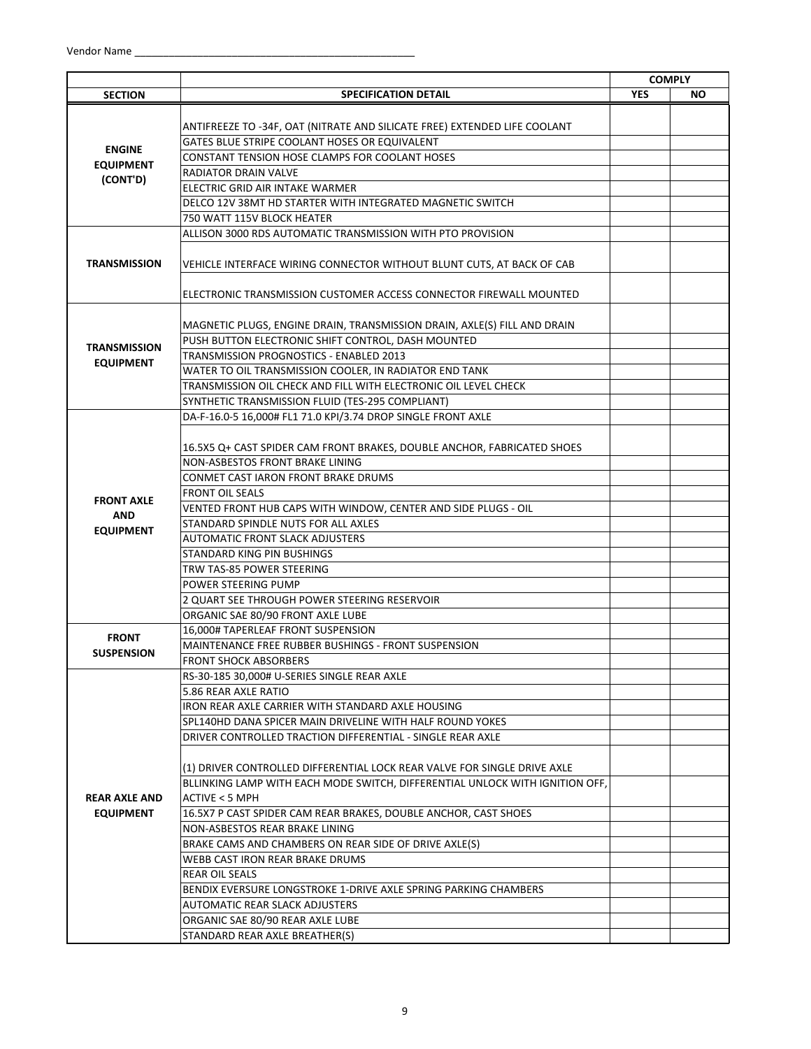Vendor Name ___________________________________________________

| | | COMPLY | |
|---|---|---|---|
| **SECTION** | **SPECIFICATION DETAIL** | **YES** | **NO** |
| **ENGINE EQUIPMENT (CONT'D)** | ANTIFREEZE TO -34F, OAT (NITRATE AND SILICATE FREE) EXTENDED LIFE COOLANT | | |
| | GATES BLUE STRIPE COOLANT HOSES OR EQUIVALENT | | |
| | CONSTANT TENSION HOSE CLAMPS FOR COOLANT HOSES | | |
| | RADIATOR DRAIN VALVE | | |
| | ELECTRIC GRID AIR INTAKE WARMER | | |
| | DELCO 12V 38MT HD STARTER WITH INTEGRATED MAGNETIC SWITCH | | |
| | 750 WATT 115V BLOCK HEATER | | |
| **TRANSMISSION** | ALLISON 3000 RDS AUTOMATIC TRANSMISSION WITH PTO PROVISION | | |
| | VEHICLE INTERFACE WIRING CONNECTOR WITHOUT BLUNT CUTS, AT BACK OF CAB | | |
| | ELECTRONIC TRANSMISSION CUSTOMER ACCESS CONNECTOR FIREWALL MOUNTED | | |
| **TRANSMISSION EQUIPMENT** | MAGNETIC PLUGS, ENGINE DRAIN, TRANSMISSION DRAIN, AXLE(S) FILL AND DRAIN | | |
| | PUSH BUTTON ELECTRONIC SHIFT CONTROL, DASH MOUNTED | | |
| | TRANSMISSION PROGNOSTICS - ENABLED 2013 | | |
| | WATER TO OIL TRANSMISSION COOLER, IN RADIATOR END TANK | | |
| | TRANSMISSION OIL CHECK AND FILL WITH ELECTRONIC OIL LEVEL CHECK | | |
| | SYNTHETIC TRANSMISSION FLUID (TES-295 COMPLIANT) | | |
| **FRONT AXLE AND EQUIPMENT** | DA-F-16.0-5 16,000# FL1 71.0 KPI/3.74 DROP SINGLE FRONT AXLE | | |
| | 16.5X5 Q+ CAST SPIDER CAM FRONT BRAKES, DOUBLE ANCHOR, FABRICATED SHOES | | |
| | NON-ASBESTOS FRONT BRAKE LINING | | |
| | CONMET CAST IARON FRONT BRAKE DRUMS | | |
| | FRONT OIL SEALS | | |
| | VENTED FRONT HUB CAPS WITH WINDOW, CENTER AND SIDE PLUGS - OIL | | |
| | STANDARD SPINDLE NUTS FOR ALL AXLES | | |
| | AUTOMATIC FRONT SLACK ADJUSTERS | | |
| | STANDARD KING PIN BUSHINGS | | |
| | TRW TAS-85 POWER STEERING | | |
| | POWER STEERING PUMP | | |
| | 2 QUART SEE THROUGH POWER STEERING RESERVOIR | | |
| | ORGANIC SAE 80/90 FRONT AXLE LUBE | | |
| **FRONT SUSPENSION** | 16,000# TAPERLEAF FRONT SUSPENSION | | |
| | MAINTENANCE FREE RUBBER BUSHINGS - FRONT SUSPENSION | | |
| | FRONT SHOCK ABSORBERS | | |
| **REAR AXLE AND EQUIPMENT** | RS-30-185 30,000# U-SERIES SINGLE REAR AXLE | | |
| | 5.86 REAR AXLE RATIO | | |
| | IRON REAR AXLE CARRIER WITH STANDARD AXLE HOUSING | | |
| | SPL140HD DANA SPICER MAIN DRIVELINE WITH HALF ROUND YOKES | | |
| | DRIVER CONTROLLED TRACTION DIFFERENTIAL - SINGLE REAR AXLE | | |
| | (1) DRIVER CONTROLLED DIFFERENTIAL LOCK REAR VALVE FOR SINGLE DRIVE AXLE | | |
| | BLLINKING LAMP WITH EACH MODE SWITCH, DIFFERENTIAL UNLOCK WITH IGNITION OFF, ACTIVE < 5 MPH | | |
| | 16.5X7 P CAST SPIDER CAM REAR BRAKES, DOUBLE ANCHOR, CAST SHOES | | |
| | NON-ASBESTOS REAR BRAKE LINING | | |
| | BRAKE CAMS AND CHAMBERS ON REAR SIDE OF DRIVE AXLE(S) | | |
| | WEBB CAST IRON REAR BRAKE DRUMS | | |
| | REAR OIL SEALS | | |
| | BENDIX EVERSURE LONGSTROKE 1-DRIVE AXLE SPRING PARKING CHAMBERS | | |
| | AUTOMATIC REAR SLACK ADJUSTERS | | |
| | ORGANIC SAE 80/90 REAR AXLE LUBE | | |
| | STANDARD REAR AXLE BREATHER(S) | | |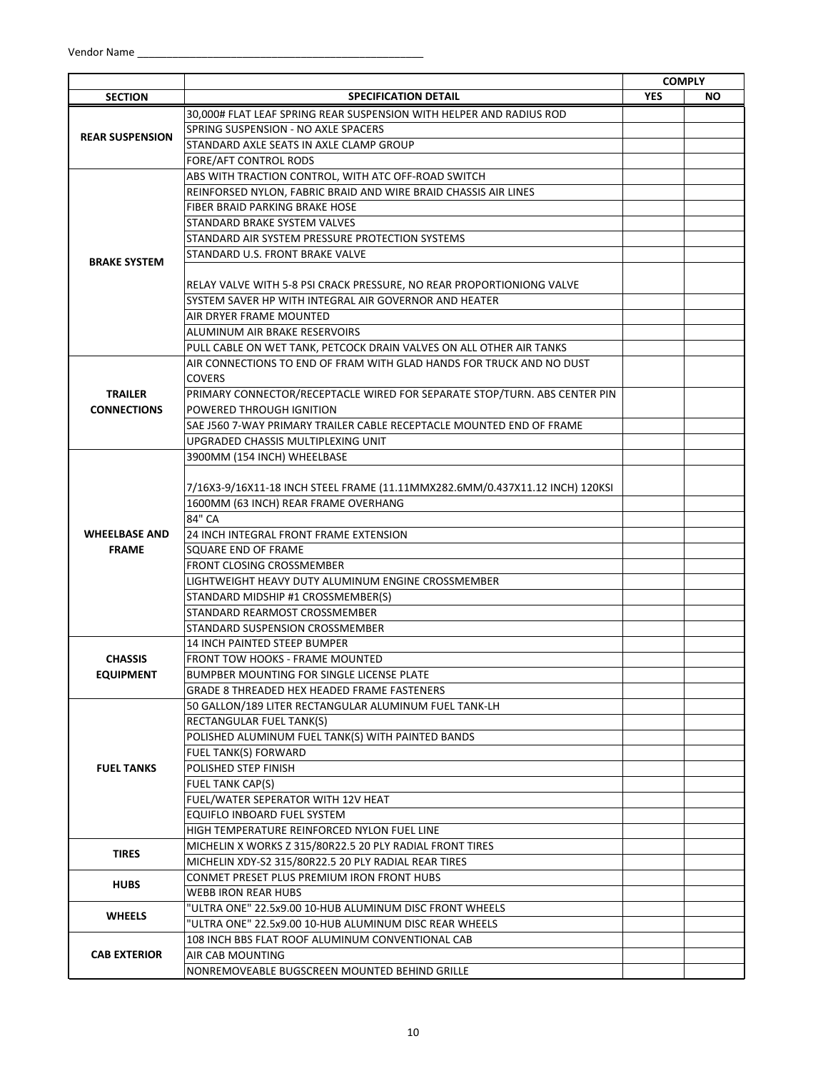Vendor Name ______________________________________________

| | | COMPLY | |
|---|---|---|---|
| SECTION | SPECIFICATION DETAIL | YES | NO |
| REAR SUSPENSION | 30,000# FLAT LEAF SPRING REAR SUSPENSION WITH HELPER AND RADIUS ROD | | |
| | SPRING SUSPENSION - NO AXLE SPACERS | | |
| | STANDARD AXLE SEATS IN AXLE CLAMP GROUP | | |
| | FORE/AFT CONTROL RODS | | |
| BRAKE SYSTEM | ABS WITH TRACTION CONTROL, WITH ATC OFF-ROAD SWITCH | | |
| | REINFORSED NYLON, FABRIC BRAID AND WIRE BRAID CHASSIS AIR LINES | | |
| | FIBER BRAID PARKING BRAKE HOSE | | |
| | STANDARD BRAKE SYSTEM VALVES | | |
| | STANDARD AIR SYSTEM PRESSURE PROTECTION SYSTEMS | | |
| | STANDARD U.S. FRONT BRAKE VALVE | | |
| | RELAY VALVE WITH 5-8 PSI CRACK PRESSURE, NO REAR PROPORTIONIONG VALVE | | |
| | SYSTEM SAVER HP WITH INTEGRAL AIR GOVERNOR AND HEATER | | |
| | AIR DRYER FRAME MOUNTED | | |
| | ALUMINUM AIR BRAKE RESERVOIRS | | |
| | PULL CABLE ON WET TANK, PETCOCK DRAIN VALVES ON ALL OTHER AIR TANKS | | |
| TRAILER CONNECTIONS | AIR CONNECTIONS TO END OF FRAM WITH GLAD HANDS FOR TRUCK AND NO DUST COVERS | | |
| | PRIMARY CONNECTOR/RECEPTACLE WIRED FOR SEPARATE STOP/TURN. ABS CENTER PIN POWERED THROUGH IGNITION | | |
| | SAE J560 7-WAY PRIMARY TRAILER CABLE RECEPTACLE MOUNTED END OF FRAME | | |
| | UPGRADED CHASSIS MULTIPLEXING UNIT | | |
| WHEELBASE AND FRAME | 3900MM (154 INCH) WHEELBASE | | |
| | 7/16X3-9/16X11-18 INCH STEEL FRAME (11.11MMX282.6MM/0.437X11.12 INCH) 120KSI | | |
| | 1600MM (63 INCH) REAR FRAME OVERHANG | | |
| | 84" CA | | |
| | 24 INCH INTEGRAL FRONT FRAME EXTENSION | | |
| | SQUARE END OF FRAME | | |
| | FRONT CLOSING CROSSMEMBER | | |
| | LIGHTWEIGHT HEAVY DUTY ALUMINUM ENGINE CROSSMEMBER | | |
| | STANDARD MIDSHIP #1 CROSSMEMBER(S) | | |
| | STANDARD REARMOST CROSSMEMBER | | |
| | STANDARD SUSPENSION CROSSMEMBER | | |
| CHASSIS EQUIPMENT | 14 INCH PAINTED STEEP BUMPER | | |
| | FRONT TOW HOOKS - FRAME MOUNTED | | |
| | BUMPBER MOUNTING FOR SINGLE LICENSE PLATE | | |
| | GRADE 8 THREADED HEX HEADED FRAME FASTENERS | | |
| FUEL TANKS | 50 GALLON/189 LITER RECTANGULAR ALUMINUM FUEL TANK-LH | | |
| | RECTANGULAR FUEL TANK(S) | | |
| | POLISHED ALUMINUM FUEL TANK(S) WITH PAINTED BANDS | | |
| | FUEL TANK(S) FORWARD | | |
| | POLISHED STEP FINISH | | |
| | FUEL TANK CAP(S) | | |
| | FUEL/WATER SEPERATOR WITH 12V HEAT | | |
| | EQUIFLO INBOARD FUEL SYSTEM | | |
| | HIGH TEMPERATURE REINFORCED NYLON FUEL LINE | | |
| TIRES | MICHELIN X WORKS Z 315/80R22.5 20 PLY RADIAL FRONT TIRES | | |
| | MICHELIN XDY-S2 315/80R22.5 20 PLY RADIAL REAR TIRES | | |
| HUBS | CONMET PRESET PLUS PREMIUM IRON FRONT HUBS | | |
| | WEBB IRON REAR HUBS | | |
| WHEELS | "ULTRA ONE" 22.5x9.00 10-HUB ALUMINUM DISC FRONT WHEELS | | |
| | "ULTRA ONE" 22.5x9.00 10-HUB ALUMINUM DISC REAR WHEELS | | |
| CAB EXTERIOR | 108 INCH BBS FLAT ROOF ALUMINUM CONVENTIONAL CAB | | |
| | AIR CAB MOUNTING | | |
| | NONREMOVEABLE BUGSCREEN MOUNTED BEHIND GRILLE | | |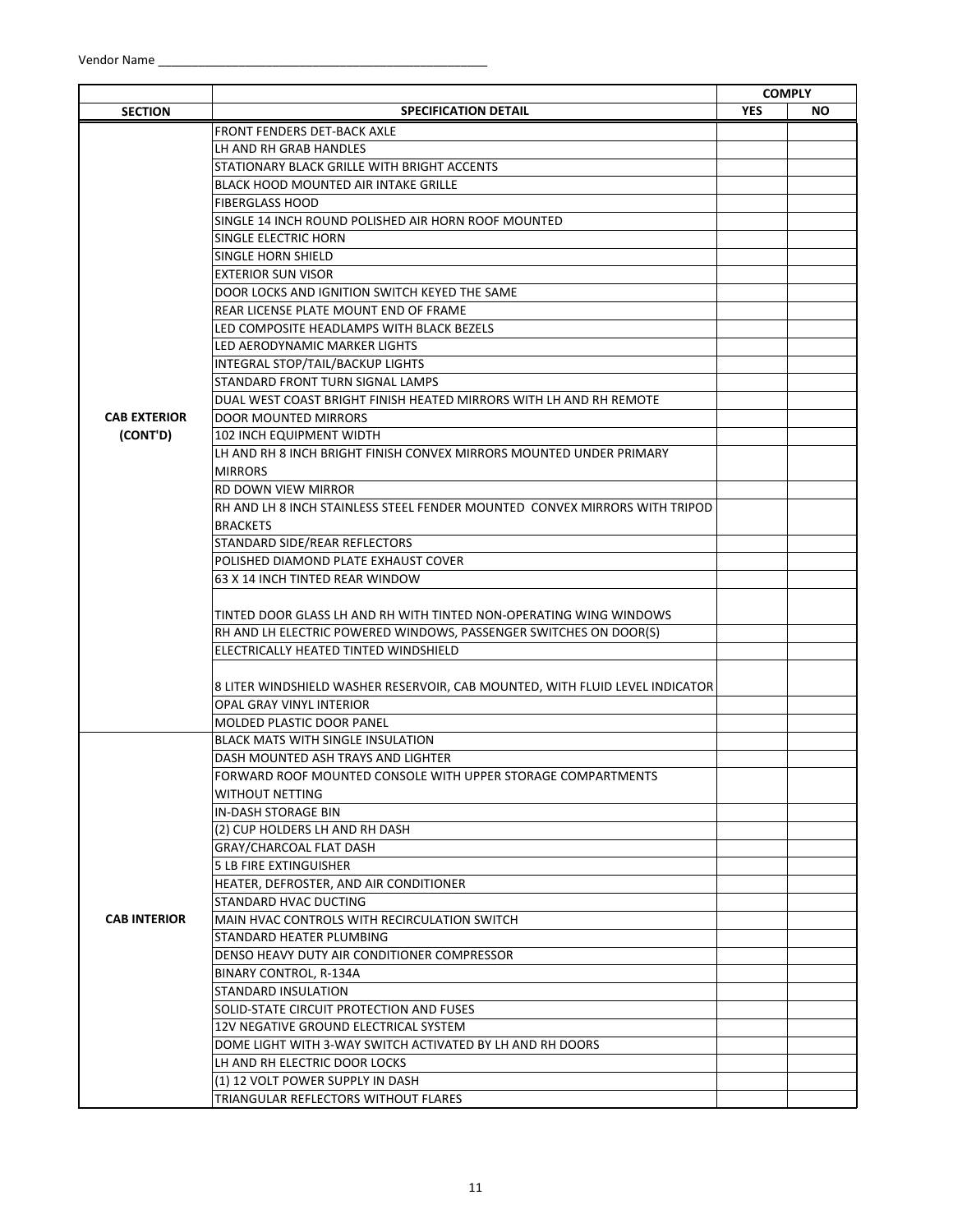Vendor Name ___________________________________________________

| | | COMPLY | |
|---|---|---|---|
| **SECTION** | **SPECIFICATION DETAIL** | **YES** | **NO** |
| **CAB EXTERIOR (CONT'D)** | FRONT FENDERS DET-BACK AXLE | | |
| | LH AND RH GRAB HANDLES | | |
| | STATIONARY BLACK GRILLE WITH BRIGHT ACCENTS | | |
| | BLACK HOOD MOUNTED AIR INTAKE GRILLE | | |
| | FIBERGLASS HOOD | | |
| | SINGLE 14 INCH ROUND POLISHED AIR HORN ROOF MOUNTED | | |
| | SINGLE ELECTRIC HORN | | |
| | SINGLE HORN SHIELD | | |
| | EXTERIOR SUN VISOR | | |
| | DOOR LOCKS AND IGNITION SWITCH KEYED THE SAME | | |
| | REAR LICENSE PLATE MOUNT END OF FRAME | | |
| | LED COMPOSITE HEADLAMPS WITH BLACK BEZELS | | |
| | LED AERODYNAMIC MARKER LIGHTS | | |
| | INTEGRAL STOP/TAIL/BACKUP LIGHTS | | |
| | STANDARD FRONT TURN SIGNAL LAMPS | | |
| | DUAL WEST COAST BRIGHT FINISH HEATED MIRRORS WITH LH AND RH REMOTE | | |
| | DOOR MOUNTED MIRRORS | | |
| | 102 INCH EQUIPMENT WIDTH | | |
| | LH AND RH 8 INCH BRIGHT FINISH CONVEX MIRRORS MOUNTED UNDER PRIMARY MIRRORS | | |
| | RD DOWN VIEW MIRROR | | |
| | RH AND LH 8 INCH STAINLESS STEEL FENDER MOUNTED CONVEX MIRRORS WITH TRIPOD BRACKETS | | |
| | STANDARD SIDE/REAR REFLECTORS | | |
| | POLISHED DIAMOND PLATE EXHAUST COVER | | |
| | 63 X 14 INCH TINTED REAR WINDOW | | |
| | TINTED DOOR GLASS LH AND RH WITH TINTED NON-OPERATING WING WINDOWS | | |
| | RH AND LH ELECTRIC POWERED WINDOWS, PASSENGER SWITCHES ON DOOR(S) | | |
| | ELECTRICALLY HEATED TINTED WINDSHIELD | | |
| | 8 LITER WINDSHIELD WASHER RESERVOIR, CAB MOUNTED, WITH FLUID LEVEL INDICATOR | | |
| | OPAL GRAY VINYL INTERIOR | | |
| | MOLDED PLASTIC DOOR PANEL | | |
| **CAB INTERIOR** | BLACK MATS WITH SINGLE INSULATION | | |
| | DASH MOUNTED ASH TRAYS AND LIGHTER | | |
| | FORWARD ROOF MOUNTED CONSOLE WITH UPPER STORAGE COMPARTMENTS WITHOUT NETTING | | |
| | IN-DASH STORAGE BIN | | |
| | (2) CUP HOLDERS LH AND RH DASH | | |
| | GRAY/CHARCOAL FLAT DASH | | |
| | 5 LB FIRE EXTINGUISHER | | |
| | HEATER, DEFROSTER, AND AIR CONDITIONER | | |
| | STANDARD HVAC DUCTING | | |
| | MAIN HVAC CONTROLS WITH RECIRCULATION SWITCH | | |
| | STANDARD HEATER PLUMBING | | |
| | DENSO HEAVY DUTY AIR CONDITIONER COMPRESSOR | | |
| | BINARY CONTROL, R-134A | | |
| | STANDARD INSULATION | | |
| | SOLID-STATE CIRCUIT PROTECTION AND FUSES | | |
| | 12V NEGATIVE GROUND ELECTRICAL SYSTEM | | |
| | DOME LIGHT WITH 3-WAY SWITCH ACTIVATED BY LH AND RH DOORS | | |
| | LH AND RH ELECTRIC DOOR LOCKS | | |
| | (1) 12 VOLT POWER SUPPLY IN DASH | | |
| | TRIANGULAR REFLECTORS WITHOUT FLARES | | |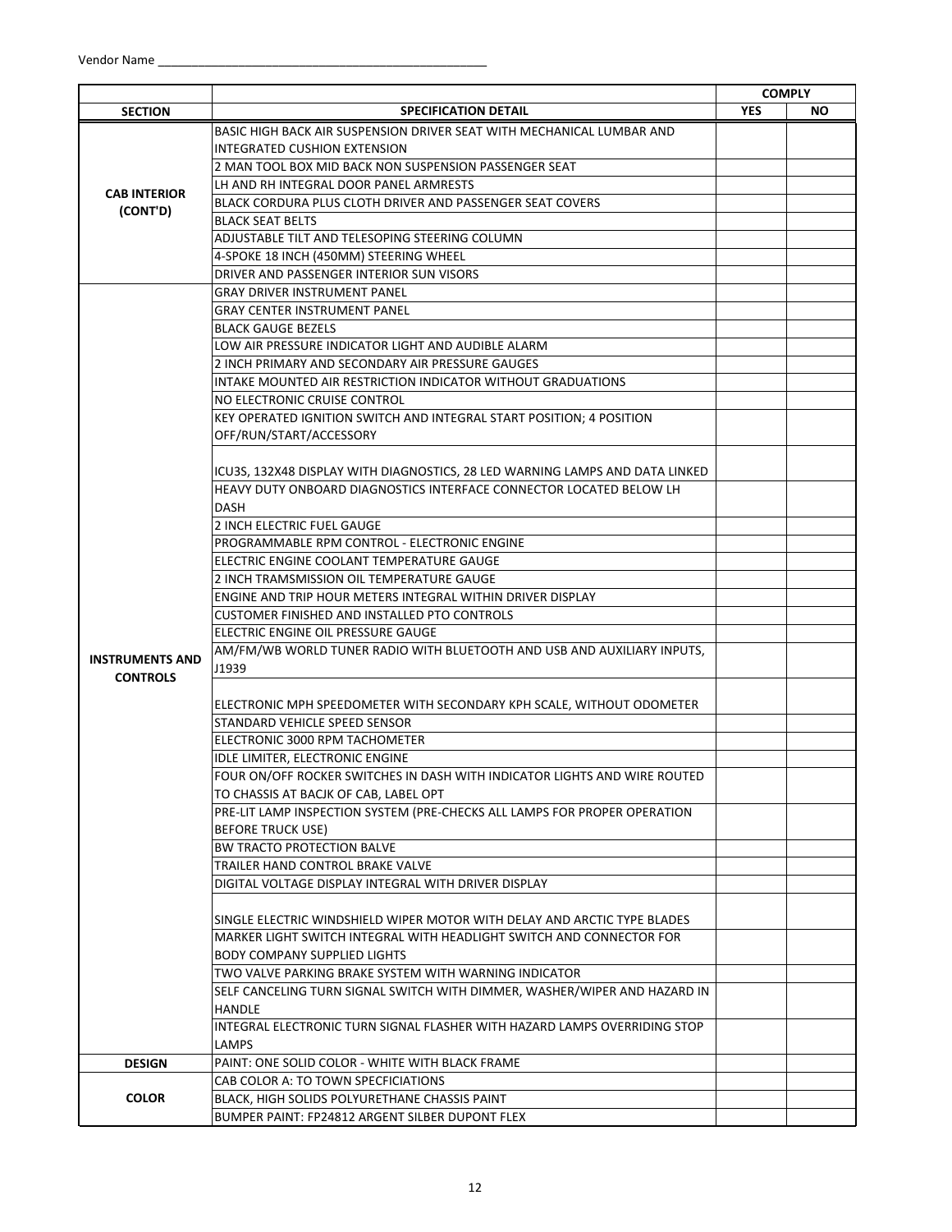Vendor Name ___________________________________________________

| | | COMPLY | |
|---|---|---|---|
| **SECTION** | **SPECIFICATION DETAIL** | **YES** | **NO** |
| **CAB INTERIOR (CONT'D)** | BASIC HIGH BACK AIR SUSPENSION DRIVER SEAT WITH MECHANICAL LUMBAR AND INTEGRATED CUSHION EXTENSION | | |
| | 2 MAN TOOL BOX MID BACK NON SUSPENSION PASSENGER SEAT | | |
| | LH AND RH INTEGRAL DOOR PANEL ARMRESTS | | |
| | BLACK CORDURA PLUS CLOTH DRIVER AND PASSENGER SEAT COVERS | | |
| | BLACK SEAT BELTS | | |
| | ADJUSTABLE TILT AND TELESOPING STEERING COLUMN | | |
| | 4-SPOKE 18 INCH (450MM) STEERING WHEEL | | |
| | DRIVER AND PASSENGER INTERIOR SUN VISORS | | |
| **INSTRUMENTS AND CONTROLS** | GRAY DRIVER INSTRUMENT PANEL | | |
| | GRAY CENTER INSTRUMENT PANEL | | |
| | BLACK GAUGE BEZELS | | |
| | LOW AIR PRESSURE INDICATOR LIGHT AND AUDIBLE ALARM | | |
| | 2 INCH PRIMARY AND SECONDARY AIR PRESSURE GAUGES | | |
| | INTAKE MOUNTED AIR RESTRICTION INDICATOR WITHOUT GRADUATIONS | | |
| | NO ELECTRONIC CRUISE CONTROL | | |
| | KEY OPERATED IGNITION SWITCH AND INTEGRAL START POSITION; 4 POSITION OFF/RUN/START/ACCESSORY | | |
| | ICU3S, 132X48 DISPLAY WITH DIAGNOSTICS, 28 LED WARNING LAMPS AND DATA LINKED | | |
| | HEAVY DUTY ONBOARD DIAGNOSTICS INTERFACE CONNECTOR LOCATED BELOW LH DASH | | |
| | 2 INCH ELECTRIC FUEL GAUGE | | |
| | PROGRAMMABLE RPM CONTROL - ELECTRONIC ENGINE | | |
| | ELECTRIC ENGINE COOLANT TEMPERATURE GAUGE | | |
| | 2 INCH TRAMSMISSION OIL TEMPERATURE GAUGE | | |
| | ENGINE AND TRIP HOUR METERS INTEGRAL WITHIN DRIVER DISPLAY | | |
| | CUSTOMER FINISHED AND INSTALLED PTO CONTROLS | | |
| | ELECTRIC ENGINE OIL PRESSURE GAUGE | | |
| | AM/FM/WB WORLD TUNER RADIO WITH BLUETOOTH AND USB AND AUXILIARY INPUTS, J1939 | | |
| | ELECTRONIC MPH SPEEDOMETER WITH SECONDARY KPH SCALE, WITHOUT ODOMETER | | |
| | STANDARD VEHICLE SPEED SENSOR | | |
| | ELECTRONIC 3000 RPM TACHOMETER | | |
| | IDLE LIMITER, ELECTRONIC ENGINE | | |
| | FOUR ON/OFF ROCKER SWITCHES IN DASH WITH INDICATOR LIGHTS AND WIRE ROUTED TO CHASSIS AT BACJK OF CAB, LABEL OPT | | |
| | PRE-LIT LAMP INSPECTION SYSTEM (PRE-CHECKS ALL LAMPS FOR PROPER OPERATION BEFORE TRUCK USE) | | |
| | BW TRACTO PROTECTION BALVE | | |
| | TRAILER HAND CONTROL BRAKE VALVE | | |
| | DIGITAL VOLTAGE DISPLAY INTEGRAL WITH DRIVER DISPLAY | | |
| | SINGLE ELECTRIC WINDSHIELD WIPER MOTOR WITH DELAY AND ARCTIC TYPE BLADES | | |
| | MARKER LIGHT SWITCH INTEGRAL WITH HEADLIGHT SWITCH AND CONNECTOR FOR BODY COMPANY SUPPLIED LIGHTS | | |
| | TWO VALVE PARKING BRAKE SYSTEM WITH WARNING INDICATOR | | |
| | SELF CANCELING TURN SIGNAL SWITCH WITH DIMMER, WASHER/WIPER AND HAZARD IN HANDLE | | |
| | INTEGRAL ELECTRONIC TURN SIGNAL FLASHER WITH HAZARD LAMPS OVERRIDING STOP LAMPS | | |
| **DESIGN** | PAINT: ONE SOLID COLOR - WHITE WITH BLACK FRAME | | |
| **COLOR** | CAB COLOR A: TO TOWN SPECFICIATIONS | | |
| | BLACK, HIGH SOLIDS POLYURETHANE CHASSIS PAINT | | |
| | BUMPER PAINT: FP24812 ARGENT SILBER DUPONT FLEX | | |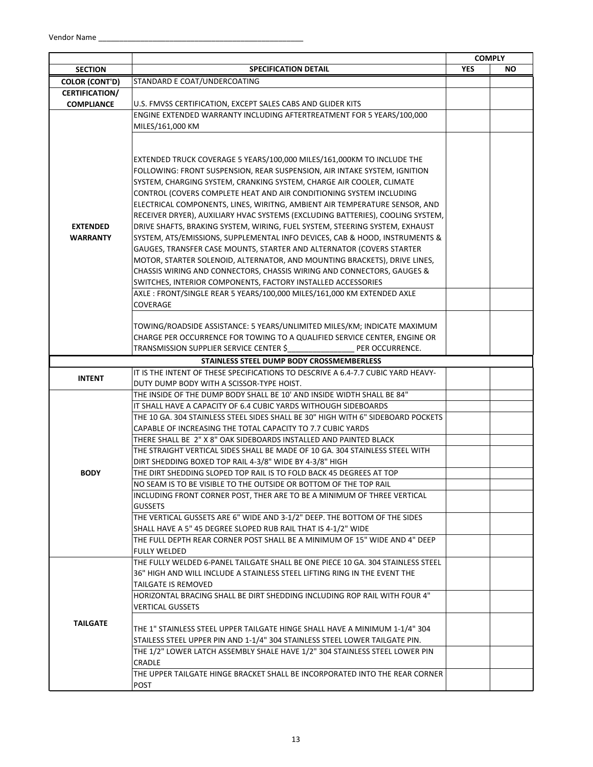Vendor Name ___________________________________________________

| | | COMPLY | |
|---|---|---|---|
| SECTION | SPECIFICATION DETAIL | YES | NO |
| COLOR (CONT'D) | STANDARD E COAT/UNDERCOATING | | |
| CERTIFICATION/ COMPLIANCE | U.S. FMVSS CERTIFICATION, EXCEPT SALES CABS AND GLIDER KITS | | |
| EXTENDED WARRANTY | ENGINE EXTENDED WARRANTY INCLUDING AFTERTREATMENT FOR 5 YEARS/100,000 MILES/161,000 KM | | |
| | EXTENDED TRUCK COVERAGE 5 YEARS/100,000 MILES/161,000KM TO INCLUDE THE FOLLOWING: FRONT SUSPENSION, REAR SUSPENSION, AIR INTAKE SYSTEM, IGNITION SYSTEM, CHARGING SYSTEM, CRANKING SYSTEM, CHARGE AIR COOLER, CLIMATE CONTROL (COVERS COMPLETE HEAT AND AIR CONDITIONING SYSTEM INCLUDING ELECTRICAL COMPONENTS, LINES, WIRITNG, AMBIENT AIR TEMPERATURE SENSOR, AND RECEIVER DRYER), AUXILIARY HVAC SYSTEMS (EXCLUDING BATTERIES), COOLING SYSTEM, DRIVE SHAFTS, BRAKING SYSTEM, WIRING, FUEL SYSTEM, STEERING SYSTEM, EXHAUST SYSTEM, ATS/EMISSIONS, SUPPLEMENTAL INFO DEVICES, CAB & HOOD, INSTRUMENTS & GAUGES, TRANSFER CASE MOUNTS, STARTER AND ALTERNATOR (COVERS STARTER MOTOR, STARTER SOLENOID, ALTERNATOR, AND MOUNTING BRACKETS), DRIVE LINES, CHASSIS WIRING AND CONNECTORS, CHASSIS WIRING AND CONNECTORS, GAUGES & SWITCHES, INTERIOR COMPONENTS, FACTORY INSTALLED ACCESSORIES | | |
| | AXLE : FRONT/SINGLE REAR 5 YEARS/100,000 MILES/161,000 KM EXTENDED AXLE COVERAGE | | |
| | TOWING/ROADSIDE ASSISTANCE: 5 YEARS/UNLIMITED MILES/KM; INDICATE MAXIMUM CHARGE PER OCCURRENCE FOR TOWING TO A QUALIFIED SERVICE CENTER, ENGINE OR TRANSMISSION SUPPLIER SERVICE CENTER $________________ PER OCCURRENCE. | | |
| | **STAINLESS STEEL DUMP BODY CROSSMEMBERLESS** | | |
| INTENT | IT IS THE INTENT OF THESE SPECIFICATIONS TO DESCRIVE A 6.4-7.7 CUBIC YARD HEAVY-DUTY DUMP BODY WITH A SCISSOR-TYPE HOIST. | | |
| BODY | THE INSIDE OF THE DUMP BODY SHALL BE 10' AND INSIDE WIDTH SHALL BE 84" | | |
| | IT SHALL HAVE A CAPACITY OF 6.4 CUBIC YARDS WITHOUGH SIDEBOARDS | | |
| | THE 10 GA. 304 STAINLESS STEEL SIDES SHALL BE 30" HIGH WITH 6" SIDEBOARD POCKETS CAPABLE OF INCREASING THE TOTAL CAPACITY TO 7.7 CUBIC YARDS | | |
| | THERE SHALL BE 2" X 8" OAK SIDEBOARDS INSTALLED AND PAINTED BLACK | | |
| | THE STRAIGHT VERTICAL SIDES SHALL BE MADE OF 10 GA. 304 STAINLESS STEEL WITH DIRT SHEDDING BOXED TOP RAIL 4-3/8" WIDE BY 4-3/8" HIGH | | |
| | THE DIRT SHEDDING SLOPED TOP RAIL IS TO FOLD BACK 45 DEGREES AT TOP | | |
| | NO SEAM IS TO BE VISIBLE TO THE OUTSIDE OR BOTTOM OF THE TOP RAIL | | |
| | INCLUDING FRONT CORNER POST, THER ARE TO BE A MINIMUM OF THREE VERTICAL GUSSETS | | |
| | THE VERTICAL GUSSETS ARE 6" WIDE AND 3-1/2" DEEP. THE BOTTOM OF THE SIDES SHALL HAVE A 5" 45 DEGREE SLOPED RUB RAIL THAT IS 4-1/2" WIDE | | |
| | THE FULL DEPTH REAR CORNER POST SHALL BE A MINIMUM OF 15" WIDE AND 4" DEEP FULLY WELDED | | |
| TAILGATE | THE FULLY WELDED 6-PANEL TAILGATE SHALL BE ONE PIECE 10 GA. 304 STAINLESS STEEL 36" HIGH AND WILL INCLUDE A STAINLESS STEEL LIFTING RING IN THE EVENT THE TAILGATE IS REMOVED | | |
| | HORIZONTAL BRACING SHALL BE DIRT SHEDDING INCLUDING ROP RAIL WITH FOUR 4" VERTICAL GUSSETS | | |
| | THE 1" STAINLESS STEEL UPPER TAILGATE HINGE SHALL HAVE A MINIMUM 1-1/4" 304 STAILESS STEEL UPPER PIN AND 1-1/4" 304 STAINLESS STEEL LOWER TAILGATE PIN. | | |
| | THE 1/2" LOWER LATCH ASSEMBLY SHALE HAVE 1/2" 304 STAINLESS STEEL LOWER PIN CRADLE | | |
| | THE UPPER TAILGATE HINGE BRACKET SHALL BE INCORPORATED INTO THE REAR CORNER POST | | |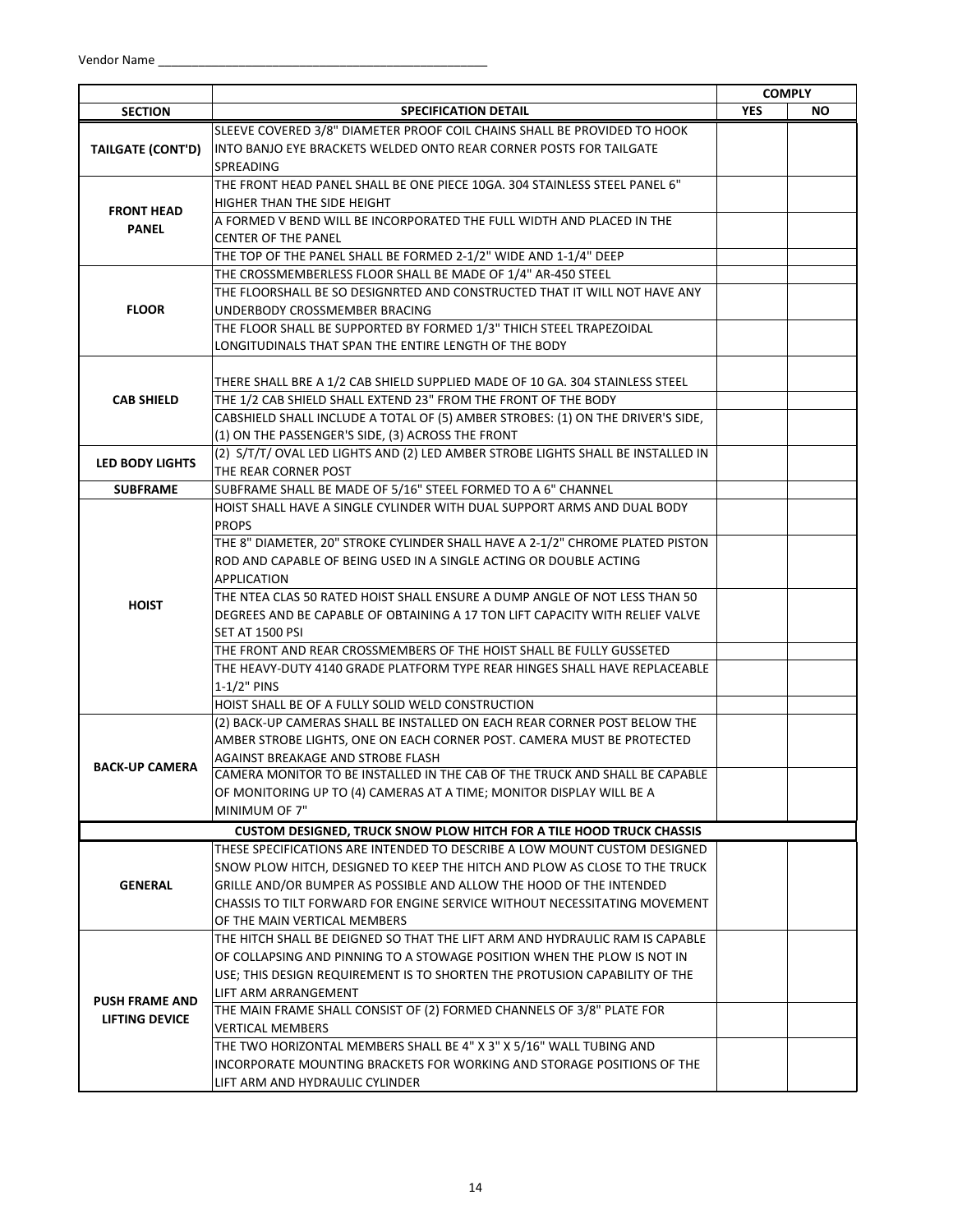Vendor Name ___________________________________________________

| SECTION | SPECIFICATION DETAIL | COMPLY YES | COMPLY NO |
|---|---|---|---|
| TAILGATE (CONT'D) | SLEEVE COVERED 3/8" DIAMETER PROOF COIL CHAINS SHALL BE PROVIDED TO HOOK INTO BANJO EYE BRACKETS WELDED ONTO REAR CORNER POSTS FOR TAILGATE SPREADING | | |
| FRONT HEAD PANEL | THE FRONT HEAD PANEL SHALL BE ONE PIECE 10GA. 304 STAINLESS STEEL PANEL 6" HIGHER THAN THE SIDE HEIGHT | | |
| | A FORMED V BEND WILL BE INCORPORATED THE FULL WIDTH AND PLACED IN THE CENTER OF THE PANEL | | |
| | THE TOP OF THE PANEL SHALL BE FORMED 2-1/2" WIDE AND 1-1/4" DEEP | | |
| FLOOR | THE CROSSMEMBERLESS FLOOR SHALL BE MADE OF 1/4" AR-450 STEEL | | |
| | THE FLOORSHALL BE SO DESIGNRTED AND CONSTRUCTED THAT IT WILL NOT HAVE ANY UNDERBODY CROSSMEMBER BRACING | | |
| | THE FLOOR SHALL BE SUPPORTED BY FORMED 1/3" THICH STEEL TRAPEZOIDAL LONGITUDINALS THAT SPAN THE ENTIRE LENGTH OF THE BODY | | |
| CAB SHIELD | THERE SHALL BRE A 1/2 CAB SHIELD SUPPLIED MADE OF 10 GA. 304 STAINLESS STEEL | | |
| | THE 1/2 CAB SHIELD SHALL EXTEND 23" FROM THE FRONT OF THE BODY | | |
| | CABSHIELD SHALL INCLUDE A TOTAL OF (5) AMBER STROBES: (1) ON THE DRIVER'S SIDE, (1) ON THE PASSENGER'S SIDE, (3) ACROSS THE FRONT | | |
| LED BODY LIGHTS | (2) S/T/T/ OVAL LED LIGHTS AND (2) LED AMBER STROBE LIGHTS SHALL BE INSTALLED IN THE REAR CORNER POST | | |
| SUBFRAME | SUBFRAME SHALL BE MADE OF 5/16" STEEL FORMED TO A 6" CHANNEL | | |
| HOIST | HOIST SHALL HAVE A SINGLE CYLINDER WITH DUAL SUPPORT ARMS AND DUAL BODY PROPS | | |
| | THE 8" DIAMETER, 20" STROKE CYLINDER SHALL HAVE A 2-1/2" CHROME PLATED PISTON ROD AND CAPABLE OF BEING USED IN A SINGLE ACTING OR DOUBLE ACTING APPLICATION | | |
| | THE NTEA CLAS 50 RATED HOIST SHALL ENSURE A DUMP ANGLE OF NOT LESS THAN 50 DEGREES AND BE CAPABLE OF OBTAINING A 17 TON LIFT CAPACITY WITH RELIEF VALVE SET AT 1500 PSI | | |
| | THE FRONT AND REAR CROSSMEMBERS OF THE HOIST SHALL BE FULLY GUSSETED | | |
| | THE HEAVY-DUTY 4140 GRADE PLATFORM TYPE REAR HINGES SHALL HAVE REPLACEABLE 1-1/2" PINS | | |
| | HOIST SHALL BE OF A FULLY SOLID WELD CONSTRUCTION | | |
| BACK-UP CAMERA | (2) BACK-UP CAMERAS SHALL BE INSTALLED ON EACH REAR CORNER POST BELOW THE AMBER STROBE LIGHTS, ONE ON EACH CORNER POST. CAMERA MUST BE PROTECTED AGAINST BREAKAGE AND STROBE FLASH | | |
| | CAMERA MONITOR TO BE INSTALLED IN THE CAB OF THE TRUCK AND SHALL BE CAPABLE OF MONITORING UP TO (4) CAMERAS AT A TIME; MONITOR DISPLAY WILL BE A MINIMUM OF 7" | | |
| **CUSTOM DESIGNED, TRUCK SNOW PLOW HITCH FOR A TILE HOOD TRUCK CHASSIS** | | | |
| GENERAL | THESE SPECIFICATIONS ARE INTENDED TO DESCRIBE A LOW MOUNT CUSTOM DESIGNED SNOW PLOW HITCH, DESIGNED TO KEEP THE HITCH AND PLOW AS CLOSE TO THE TRUCK GRILLE AND/OR BUMPER AS POSSIBLE AND ALLOW THE HOOD OF THE INTENDED CHASSIS TO TILT FORWARD FOR ENGINE SERVICE WITHOUT NECESSITATING MOVEMENT OF THE MAIN VERTICAL MEMBERS | | |
| PUSH FRAME AND LIFTING DEVICE | THE HITCH SHALL BE DEIGNED SO THAT THE LIFT ARM AND HYDRAULIC RAM IS CAPABLE OF COLLAPSING AND PINNING TO A STOWAGE POSITION WHEN THE PLOW IS NOT IN USE; THIS DESIGN REQUIREMENT IS TO SHORTEN THE PROTUSION CAPABILITY OF THE LIFT ARM ARRANGEMENT | | |
| | THE MAIN FRAME SHALL CONSIST OF (2) FORMED CHANNELS OF 3/8" PLATE FOR VERTICAL MEMBERS | | |
| | THE TWO HORIZONTAL MEMBERS SHALL BE 4" X 3" X 5/16" WALL TUBING AND INCORPORATE MOUNTING BRACKETS FOR WORKING AND STORAGE POSITIONS OF THE LIFT ARM AND HYDRAULIC CYLINDER | | |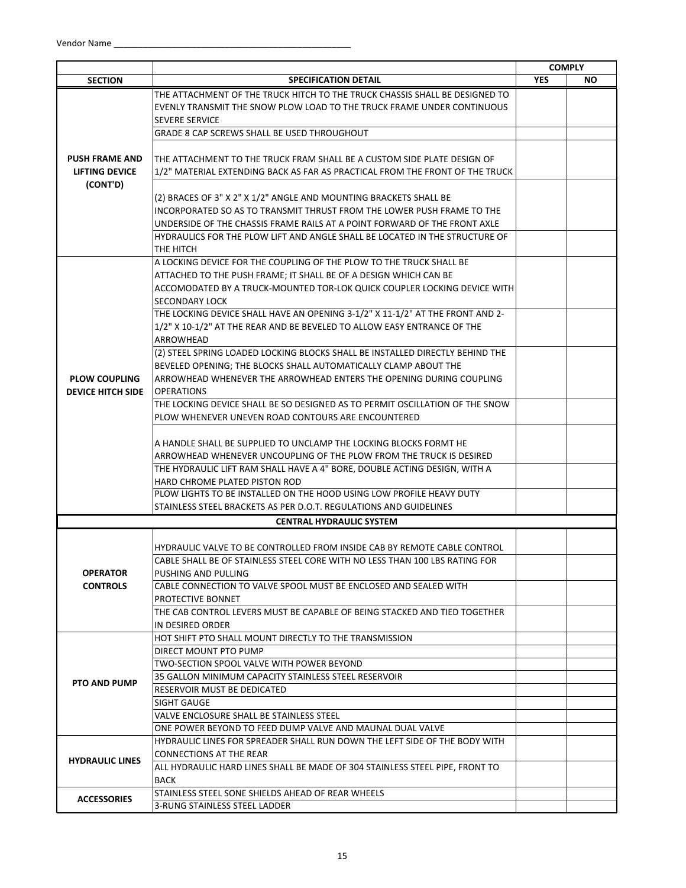Vendor Name ___________________________________________________

| SECTION | SPECIFICATION DETAIL | COMPLY YES | COMPLY NO |
|---|---|---|---|
| PUSH FRAME AND LIFTING DEVICE (CONT'D) | THE ATTACHMENT OF THE TRUCK HITCH TO THE TRUCK CHASSIS SHALL BE DESIGNED TO EVENLY TRANSMIT THE SNOW PLOW LOAD TO THE TRUCK FRAME UNDER CONTINUOUS SEVERE SERVICE | | |
| | GRADE 8 CAP SCREWS SHALL BE USED THROUGHOUT | | |
| | THE ATTACHMENT TO THE TRUCK FRAM SHALL BE A CUSTOM SIDE PLATE DESIGN OF 1/2" MATERIAL EXTENDING BACK AS FAR AS PRACTICAL FROM THE FRONT OF THE TRUCK | | |
| | (2) BRACES OF 3" X 2" X 1/2" ANGLE AND MOUNTING BRACKETS SHALL BE INCORPORATED SO AS TO TRANSMIT THRUST FROM THE LOWER PUSH FRAME TO THE UNDERSIDE OF THE CHASSIS FRAME RAILS AT A POINT FORWARD OF THE FRONT AXLE | | |
| | HYDRAULICS FOR THE PLOW LIFT AND ANGLE SHALL BE LOCATED IN THE STRUCTURE OF THE HITCH | | |
| PLOW COUPLING DEVICE HITCH SIDE | A LOCKING DEVICE FOR THE COUPLING OF THE PLOW TO THE TRUCK SHALL BE ATTACHED TO THE PUSH FRAME; IT SHALL BE OF A DESIGN WHICH CAN BE ACCOMODATED BY A TRUCK-MOUNTED TOR-LOK QUICK COUPLER LOCKING DEVICE WITH SECONDARY LOCK | | |
| | THE LOCKING DEVICE SHALL HAVE AN OPENING 3-1/2" X 11-1/2" AT THE FRONT AND 2-1/2" X 10-1/2" AT THE REAR AND BE BEVELED TO ALLOW EASY ENTRANCE OF THE ARROWHEAD | | |
| | (2) STEEL SPRING LOADED LOCKING BLOCKS SHALL BE INSTALLED DIRECTLY BEHIND THE BEVELED OPENING; THE BLOCKS SHALL AUTOMATICALLY CLAMP ABOUT THE ARROWHEAD WHENEVER THE ARROWHEAD ENTERS THE OPENING DURING COUPLING OPERATIONS | | |
| | THE LOCKING DEVICE SHALL BE SO DESIGNED AS TO PERMIT OSCILLATION OF THE SNOW PLOW WHENEVER UNEVEN ROAD CONTOURS ARE ENCOUNTERED | | |
| | A HANDLE SHALL BE SUPPLIED TO UNCLAMP THE LOCKING BLOCKS FORMT HE ARROWHEAD WHENEVER UNCOUPLING OF THE PLOW FROM THE TRUCK IS DESIRED | | |
| | THE HYDRAULIC LIFT RAM SHALL HAVE A 4" BORE, DOUBLE ACTING DESIGN, WITH A HARD CHROME PLATED PISTON ROD | | |
| | PLOW LIGHTS TO BE INSTALLED ON THE HOOD USING LOW PROFILE HEAVY DUTY STAINLESS STEEL BRACKETS AS PER D.O.T. REGULATIONS AND GUIDELINES | | |
| **CENTRAL HYDRAULIC SYSTEM** | | | |
| OPERATOR CONTROLS | HYDRAULIC VALVE TO BE CONTROLLED FROM INSIDE CAB BY REMOTE CABLE CONTROL | | |
| | CABLE SHALL BE OF STAINLESS STEEL CORE WITH NO LESS THAN 100 LBS RATING FOR PUSHING AND PULLING | | |
| | CABLE CONNECTION TO VALVE SPOOL MUST BE ENCLOSED AND SEALED WITH PROTECTIVE BONNET | | |
| | THE CAB CONTROL LEVERS MUST BE CAPABLE OF BEING STACKED AND TIED TOGETHER IN DESIRED ORDER | | |
| PTO AND PUMP | HOT SHIFT PTO SHALL MOUNT DIRECTLY TO THE TRANSMISSION | | |
| | DIRECT MOUNT PTO PUMP | | |
| | TWO-SECTION SPOOL VALVE WITH POWER BEYOND | | |
| | 35 GALLON MINIMUM CAPACITY STAINLESS STEEL RESERVOIR | | |
| | RESERVOIR MUST BE DEDICATED | | |
| | SIGHT GAUGE | | |
| | VALVE ENCLOSURE SHALL BE STAINLESS STEEL | | |
| | ONE POWER BEYOND TO FEED DUMP VALVE AND MAUNAL DUAL VALVE | | |
| HYDRAULIC LINES | HYDRAULIC LINES FOR SPREADER SHALL RUN DOWN THE LEFT SIDE OF THE BODY WITH CONNECTIONS AT THE REAR | | |
| | ALL HYDRAULIC HARD LINES SHALL BE MADE OF 304 STAINLESS STEEL PIPE, FRONT TO BACK | | |
| ACCESSORIES | STAINLESS STEEL SONE SHIELDS AHEAD OF REAR WHEELS | | |
| | 3-RUNG STAINLESS STEEL LADDER | | |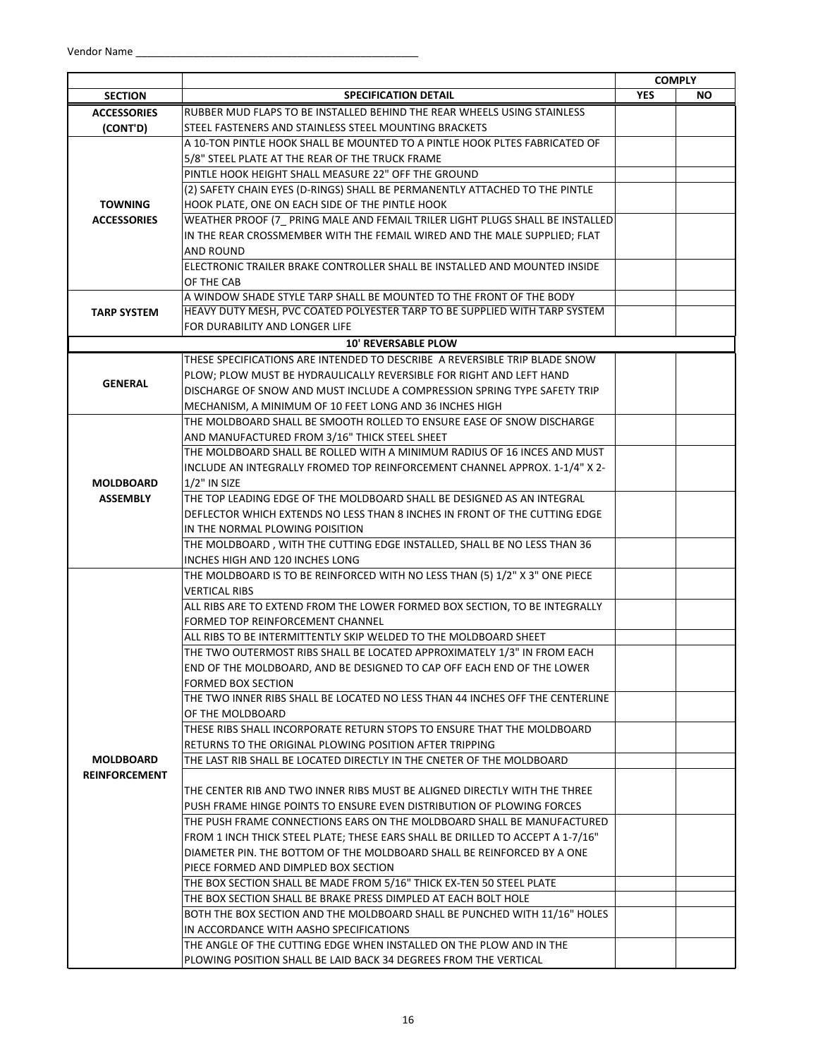Vendor Name ___________________________________________________

| | | COMPLY | |
|---|---|---|---|
| **SECTION** | **SPECIFICATION DETAIL** | **YES** | **NO** |
| **ACCESSORIES (CONT'D)** | RUBBER MUD FLAPS TO BE INSTALLED BEHIND THE REAR WHEELS USING STAINLESS STEEL FASTENERS AND STAINLESS STEEL MOUNTING BRACKETS | | |
| **TOWNING ACCESSORIES** | A 10-TON PINTLE HOOK SHALL BE MOUNTED TO A PINTLE HOOK PLTES FABRICATED OF 5/8" STEEL PLATE AT THE REAR OF THE TRUCK FRAME | | |
| | PINTLE HOOK HEIGHT SHALL MEASURE 22" OFF THE GROUND | | |
| | (2) SAFETY CHAIN EYES (D-RINGS) SHALL BE PERMANENTLY ATTACHED TO THE PINTLE HOOK PLATE, ONE ON EACH SIDE OF THE PINTLE HOOK | | |
| | WEATHER PROOF (7_ PRING MALE AND FEMAIL TRILER LIGHT PLUGS SHALL BE INSTALLED IN THE REAR CROSSMEMBER WITH THE FEMAIL WIRED AND THE MALE SUPPLIED; FLAT AND ROUND | | |
| | ELECTRONIC TRAILER BRAKE CONTROLLER SHALL BE INSTALLED AND MOUNTED INSIDE OF THE CAB | | |
| **TARP SYSTEM** | A WINDOW SHADE STYLE TARP SHALL BE MOUNTED TO THE FRONT OF THE BODY | | |
| | HEAVY DUTY MESH, PVC COATED POLYESTER TARP TO BE SUPPLIED WITH TARP SYSTEM FOR DURABILITY AND LONGER LIFE | | |
| **10' REVERSABLE PLOW** | | | |
| **GENERAL** | THESE SPECIFICATIONS ARE INTENDED TO DESCRIBE A REVERSIBLE TRIP BLADE SNOW PLOW; PLOW MUST BE HYDRAULICALLY REVERSIBLE FOR RIGHT AND LEFT HAND DISCHARGE OF SNOW AND MUST INCLUDE A COMPRESSION SPRING TYPE SAFETY TRIP MECHANISM, A MINIMUM OF 10 FEET LONG AND 36 INCHES HIGH | | |
| **MOLDBOARD ASSEMBLY** | THE MOLDBOARD SHALL BE SMOOTH ROLLED TO ENSURE EASE OF SNOW DISCHARGE AND MANUFACTURED FROM 3/16" THICK STEEL SHEET | | |
| | THE MOLDBOARD SHALL BE ROLLED WITH A MINIMUM RADIUS OF 16 INCES AND MUST INCLUDE AN INTEGRALLY FROMED TOP REINFORCEMENT CHANNEL APPROX. 1-1/4" X 2-1/2" IN SIZE | | |
| | THE TOP LEADING EDGE OF THE MOLDBOARD SHALL BE DESIGNED AS AN INTEGRAL DEFLECTOR WHICH EXTENDS NO LESS THAN 8 INCHES IN FRONT OF THE CUTTING EDGE IN THE NORMAL PLOWING POISITION | | |
| | THE MOLDBOARD , WITH THE CUTTING EDGE INSTALLED, SHALL BE NO LESS THAN 36 INCHES HIGH AND 120 INCHES LONG | | |
| **MOLDBOARD REINFORCEMENT** | THE MOLDBOARD IS TO BE REINFORCED WITH NO LESS THAN (5) 1/2" X 3" ONE PIECE VERTICAL RIBS | | |
| | ALL RIBS ARE TO EXTEND FROM THE LOWER FORMED BOX SECTION, TO BE INTEGRALLY FORMED TOP REINFORCEMENT CHANNEL | | |
| | ALL RIBS TO BE INTERMITTENTLY SKIP WELDED TO THE MOLDBOARD SHEET | | |
| | THE TWO OUTERMOST RIBS SHALL BE LOCATED APPROXIMATELY 1/3" IN FROM EACH END OF THE MOLDBOARD, AND BE DESIGNED TO CAP OFF EACH END OF THE LOWER FORMED BOX SECTION | | |
| | THE TWO INNER RIBS SHALL BE LOCATED NO LESS THAN 44 INCHES OFF THE CENTERLINE OF THE MOLDBOARD | | |
| | THESE RIBS SHALL INCORPORATE RETURN STOPS TO ENSURE THAT THE MOLDBOARD RETURNS TO THE ORIGINAL PLOWING POSITION AFTER TRIPPING | | |
| | THE LAST RIB SHALL BE LOCATED DIRECTLY IN THE CNETER OF THE MOLDBOARD | | |
| | THE CENTER RIB AND TWO INNER RIBS MUST BE ALIGNED DIRECTLY WITH THE THREE PUSH FRAME HINGE POINTS TO ENSURE EVEN DISTRIBUTION OF PLOWING FORCES | | |
| | THE PUSH FRAME CONNECTIONS EARS ON THE MOLDBOARD SHALL BE MANUFACTURED FROM 1 INCH THICK STEEL PLATE; THESE EARS SHALL BE DRILLED TO ACCEPT A 1-7/16" DIAMETER PIN. THE BOTTOM OF THE MOLDBOARD SHALL BE REINFORCED BY A ONE PIECE FORMED AND DIMPLED BOX SECTION | | |
| | THE BOX SECTION SHALL BE MADE FROM 5/16" THICK EX-TEN 50 STEEL PLATE | | |
| | THE BOX SECTION SHALL BE BRAKE PRESS DIMPLED AT EACH BOLT HOLE | | |
| | BOTH THE BOX SECTION AND THE MOLDBOARD SHALL BE PUNCHED WITH 11/16" HOLES IN ACCORDANCE WITH AASHO SPECIFICATIONS | | |
| | THE ANGLE OF THE CUTTING EDGE WHEN INSTALLED ON THE PLOW AND IN THE PLOWING POSITION SHALL BE LAID BACK 34 DEGREES FROM THE VERTICAL | | |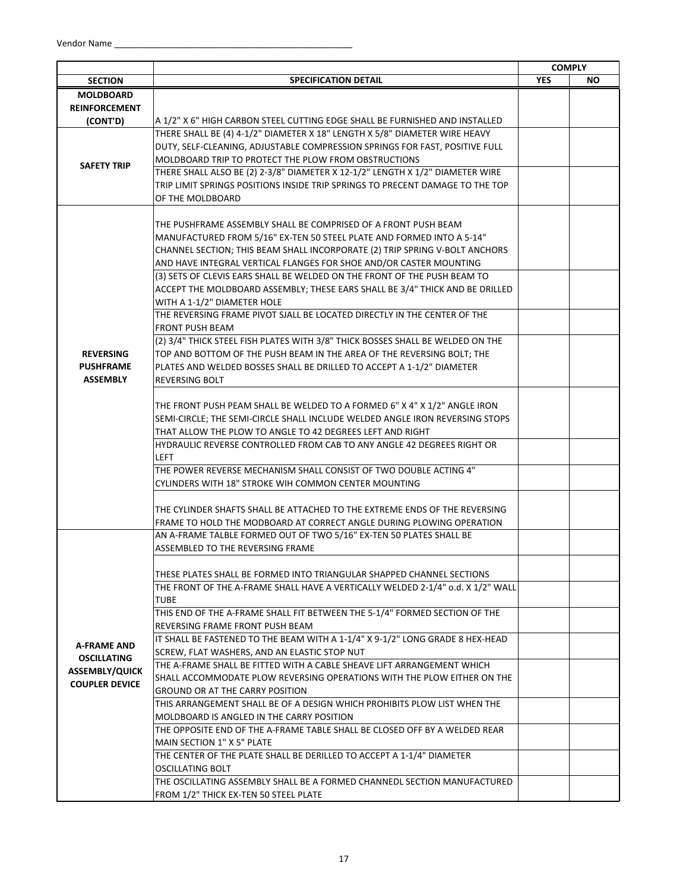Vendor Name ___________________________________________________

| SECTION | SPECIFICATION DETAIL | COMPLY | |
|---|---|---|---|
| | | YES | NO |
| MOLDBOARD REINFORCEMENT (CONT'D) | A 1/2" X 6" HIGH CARBON STEEL CUTTING EDGE SHALL BE FURNISHED AND INSTALLED | | |
| SAFETY TRIP | THERE SHALL BE (4) 4-1/2" DIAMETER X 18" LENGTH X 5/8" DIAMETER WIRE HEAVY DUTY, SELF-CLEANING, ADJUSTABLE COMPRESSION SPRINGS FOR FAST, POSITIVE FULL MOLDBOARD TRIP TO PROTECT THE PLOW FROM OBSTRUCTIONS | | |
| | THERE SHALL ALSO BE (2) 2-3/8" DIAMETER X 12-1/2" LENGTH X 1/2" DIAMETER WIRE TRIP LIMIT SPRINGS POSITIONS INSIDE TRIP SPRINGS TO PRECENT DAMAGE TO THE TOP OF THE MOLDBOARD | | |
| REVERSING PUSHFRAME ASSEMBLY | THE PUSHFRAME ASSEMBLY SHALL BE COMPRISED OF A FRONT PUSH BEAM MANUFACTURED FROM 5/16" EX-TEN 50 STEEL PLATE AND FORMED INTO A 5-14" CHANNEL SECTION; THIS BEAM SHALL INCORPORATE (2) TRIP SPRING V-BOLT ANCHORS AND HAVE INTEGRAL VERTICAL FLANGES FOR SHOE AND/OR CASTER MOUNTING | | |
| | (3) SETS OF CLEVIS EARS SHALL BE WELDED ON THE FRONT OF THE PUSH BEAM TO ACCEPT THE MOLDBOARD ASSEMBLY; THESE EARS SHALL BE 3/4" THICK AND BE DRILLED WITH A 1-1/2" DIAMETER HOLE | | |
| | THE REVERSING FRAME PIVOT SJALL BE LOCATED DIRECTLY IN THE CENTER OF THE FRONT PUSH BEAM | | |
| | (2) 3/4" THICK STEEL FISH PLATES WITH 3/8" THICK BOSSES SHALL BE WELDED ON THE TOP AND BOTTOM OF THE PUSH BEAM IN THE AREA OF THE REVERSING BOLT; THE PLATES AND WELDED BOSSES SHALL BE DRILLED TO ACCEPT A 1-1/2" DIAMETER REVERSING BOLT | | |
| | THE FRONT PUSH PEAM SHALL BE WELDED TO A FORMED 6" X 4" X 1/2" ANGLE IRON SEMI-CIRCLE; THE SEMI-CIRCLE SHALL INCLUDE WELDED ANGLE IRON REVERSING STOPS THAT ALLOW THE PLOW TO ANGLE TO 42 DEGREES LEFT AND RIGHT | | |
| | HYDRAULIC REVERSE CONTROLLED FROM CAB TO ANY ANGLE 42 DEGREES RIGHT OR LEFT | | |
| | THE POWER REVERSE MECHANISM SHALL CONSIST OF TWO DOUBLE ACTING 4" CYLINDERS WITH 18" STROKE WIH COMMON CENTER MOUNTING | | |
| | THE CYLINDER SHAFTS SHALL BE ATTACHED TO THE EXTREME ENDS OF THE REVERSING FRAME TO HOLD THE MODBOARD AT CORRECT ANGLE DURING PLOWING OPERATION | | |
| A-FRAME AND OSCILLATING ASSEMBLY/QUICK COUPLER DEVICE | AN A-FRAME TALBLE FORMED OUT OF TWO 5/16" EX-TEN 50 PLATES SHALL BE ASSEMBLED TO THE REVERSING FRAME | | |
| | THESE PLATES SHALL BE FORMED INTO TRIANGULAR SHAPPED CHANNEL SECTIONS | | |
| | THE FRONT OF THE A-FRAME SHALL HAVE A VERTICALLY WELDED 2-1/4" o.d. X 1/2" WALL TUBE | | |
| | THIS END OF THE A-FRAME SHALL FIT BETWEEN THE 5-1/4" FORMED SECTION OF THE REVERSING FRAME FRONT PUSH BEAM | | |
| | IT SHALL BE FASTENED TO THE BEAM WITH A 1-1/4" X 9-1/2" LONG GRADE 8 HEX-HEAD SCREW, FLAT WASHERS, AND AN ELASTIC STOP NUT | | |
| | THE A-FRAME SHALL BE FITTED WITH A CABLE SHEAVE LIFT ARRANGEMENT WHICH SHALL ACCOMMODATE PLOW REVERSING OPERATIONS WITH THE PLOW EITHER ON THE GROUND OR AT THE CARRY POSITION | | |
| | THIS ARRANGEMENT SHALL BE OF A DESIGN WHICH PROHIBITS PLOW LIST WHEN THE MOLDBOARD IS ANGLED IN THE CARRY POSITION | | |
| | THE OPPOSITE END OF THE A-FRAME TABLE SHALL BE CLOSED OFF BY A WELDED REAR MAIN SECTION 1" X 5" PLATE | | |
| | THE CENTER OF THE PLATE SHALL BE DERILLED TO ACCEPT A 1-1/4" DIAMETER OSCILLATING BOLT | | |
| | THE OSCILLATING ASSEMBLY SHALL BE A FORMED CHANNEDL SECTION MANUFACTURED FROM 1/2" THICK EX-TEN 50 STEEL PLATE | | |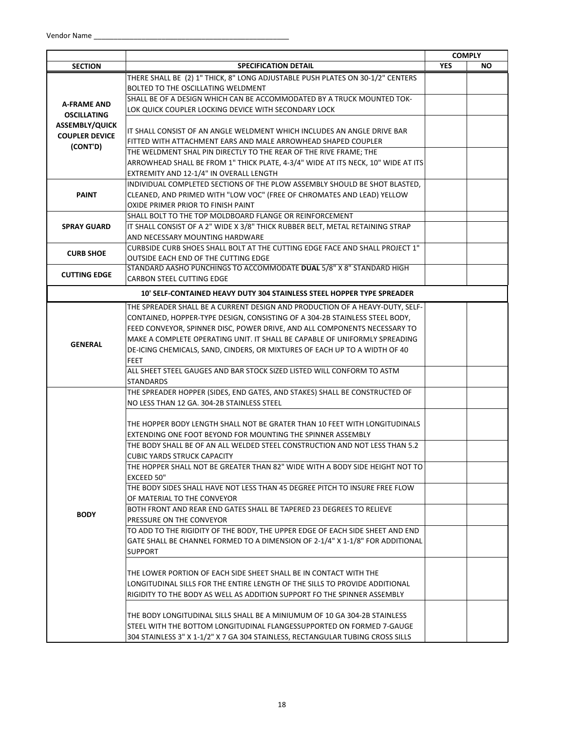Vendor Name ___________________________________________________

| SECTION | SPECIFICATION DETAIL | COMPLY | |
|---|---|---|---|
| | | YES | NO |
| A-FRAME AND OSCILLATING ASSEMBLY/QUICK COUPLER DEVICE (CONT'D) | THERE SHALL BE (2) 1" THICK, 8" LONG ADJUSTABLE PUSH PLATES ON 30-1/2" CENTERS BOLTED TO THE OSCILLATING WELDMENT | | |
| | SHALL BE OF A DESIGN WHICH CAN BE ACCOMMODATED BY A TRUCK MOUNTED TOK-LOK QUICK COUPLER LOCKING DEVICE WITH SECONDARY LOCK | | |
| | IT SHALL CONSIST OF AN ANGLE WELDMENT WHICH INCLUDES AN ANGLE DRIVE BAR FITTED WITH ATTACHMENT EARS AND MALE ARROWHEAD SHAPED COUPLER | | |
| | THE WELDMENT SHAL PIN DIRECTLY TO THE REAR OF THE RIVE FRAME; THE ARROWHEAD SHALL BE FROM 1" THICK PLATE, 4-3/4" WIDE AT ITS NECK, 10" WIDE AT ITS EXTREMITY AND 12-1/4" IN OVERALL LENGTH | | |
| PAINT | INDIVIDUAL COMPLETED SECTIONS OF THE PLOW ASSEMBLY SHOULD BE SHOT BLASTED, CLEANED, AND PRIMED WITH "LOW VOC" (FREE OF CHROMATES AND LEAD) YELLOW OXIDE PRIMER PRIOR TO FINISH PAINT | | |
| SPRAY GUARD | SHALL BOLT TO THE TOP MOLDBOARD FLANGE OR REINFORCEMENT | | |
| | IT SHALL CONSIST OF A 2" WIDE X 3/8" THICK RUBBER BELT, METAL RETAINING STRAP AND NECESSARY MOUNTING HARDWARE | | |
| CURB SHOE | CURBSIDE CURB SHOES SHALL BOLT AT THE CUTTING EDGE FACE AND SHALL PROJECT 1" OUTSIDE EACH END OF THE CUTTING EDGE | | |
| CUTTING EDGE | STANDARD AASHO PUNCHINGS TO ACCOMMODATE **DUAL** 5/8" X 8" STANDARD HIGH CARBON STEEL CUTTING EDGE | | |
| **10' SELF-CONTAINED HEAVY DUTY 304 STAINLESS STEEL HOPPER TYPE SPREADER** | | | |
| GENERAL | THE SPREADER SHALL BE A CURRENT DESIGN AND PRODUCTION OF A HEAVY-DUTY, SELF-CONTAINED, HOPPER-TYPE DESIGN, CONSISTING OF A 304-2B STAINLESS STEEL BODY, FEED CONVEYOR, SPINNER DISC, POWER DRIVE, AND ALL COMPONENTS NECESSARY TO MAKE A COMPLETE OPERATING UNIT. IT SHALL BE CAPABLE OF UNIFORMLY SPREADING DE-ICING CHEMICALS, SAND, CINDERS, OR MIXTURES OF EACH UP TO A WIDTH OF 40 FEET | | |
| | ALL SHEET STEEL GAUGES AND BAR STOCK SIZED LISTED WILL CONFORM TO ASTM STANDARDS | | |
| BODY | THE SPREADER HOPPER (SIDES, END GATES, AND STAKES) SHALL BE CONSTRUCTED OF NO LESS THAN 12 GA. 304-2B STAINLESS STEEL | | |
| | THE HOPPER BODY LENGTH SHALL NOT BE GRATER THAN 10 FEET WITH LONGITUDINALS EXTENDING ONE FOOT BEYOND FOR MOUNTING THE SPINNER ASSEMBLY | | |
| | THE BODY SHALL BE OF AN ALL WELDED STEEL CONSTRUCTION AND NOT LESS THAN 5.2 CUBIC YARDS STRUCK CAPACITY | | |
| | THE HOPPER SHALL NOT BE GREATER THAN 82" WIDE WITH A BODY SIDE HEIGHT NOT TO EXCEED 50" | | |
| | THE BODY SIDES SHALL HAVE NOT LESS THAN 45 DEGREE PITCH TO INSURE FREE FLOW OF MATERIAL TO THE CONVEYOR | | |
| | BOTH FRONT AND REAR END GATES SHALL BE TAPERED 23 DEGREES TO RELIEVE PRESSURE ON THE CONVEYOR | | |
| | TO ADD TO THE RIGIDITY OF THE BODY, THE UPPER EDGE OF EACH SIDE SHEET AND END GATE SHALL BE CHANNEL FORMED TO A DIMENSION OF 2-1/4" X 1-1/8" FOR ADDITIONAL SUPPORT | | |
| | THE LOWER PORTION OF EACH SIDE SHEET SHALL BE IN CONTACT WITH THE LONGITUDINAL SILLS FOR THE ENTIRE LENGTH OF THE SILLS TO PROVIDE ADDITIONAL RIGIDITY TO THE BODY AS WELL AS ADDITION SUPPORT FO THE SPINNER ASSEMBLY | | |
| | THE BODY LONGITUDINAL SILLS SHALL BE A MINIUMUM OF 10 GA 304-2B STAINLESS STEEL WITH THE BOTTOM LONGITUDINAL FLANGESSUPPORTED ON FORMED 7-GAUGE 304 STAINLESS 3" X 1-1/2" X 7 GA 304 STAINLESS, RECTANGULAR TUBING CROSS SILLS | | |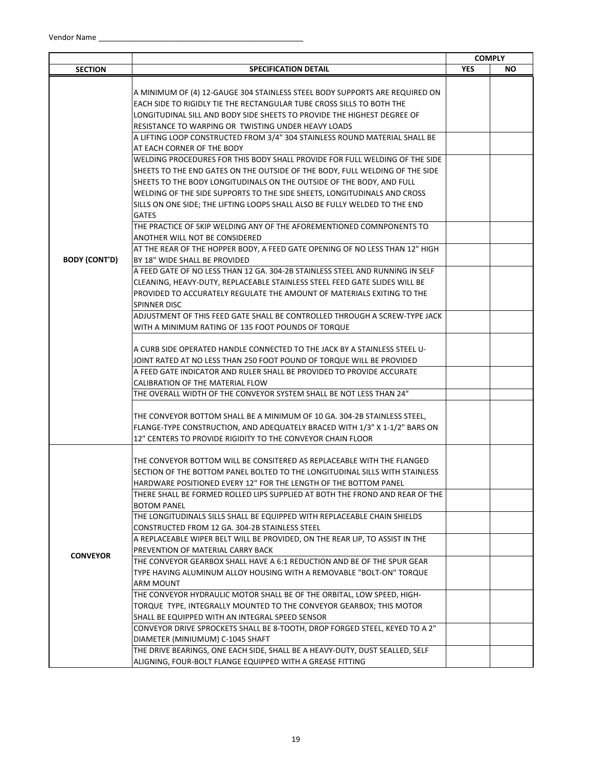Vendor Name ___________________________________________________

| | | COMPLY | |
|---|---|---|---|
| SECTION | SPECIFICATION DETAIL | YES | NO |
| BODY (CONT'D) | A MINIMUM OF (4) 12-GAUGE 304 STAINLESS STEEL BODY SUPPORTS ARE REQUIRED ON EACH SIDE TO RIGIDLY TIE THE RECTANGULAR TUBE CROSS SILLS TO BOTH THE LONGITUDINAL SILL AND BODY SIDE SHEETS TO PROVIDE THE HIGHEST DEGREE OF RESISTANCE TO WARPING OR TWISTING UNDER HEAVY LOADS | | |
| | A LIFTING LOOP CONSTRUCTED FROM 3/4" 304 STAINLESS ROUND MATERIAL SHALL BE AT EACH CORNER OF THE BODY | | |
| | WELDING PROCEDURES FOR THIS BODY SHALL PROVIDE FOR FULL WELDING OF THE SIDE SHEETS TO THE END GATES ON THE OUTSIDE OF THE BODY, FULL WELDING OF THE SIDE SHEETS TO THE BODY LONGITUDINALS ON THE OUTSIDE OF THE BODY, AND FULL WELDING OF THE SIDE SUPPORTS TO THE SIDE SHEETS, LONGITUDINALS AND CROSS SILLS ON ONE SIDE; THE LIFTING LOOPS SHALL ALSO BE FULLY WELDED TO THE END GATES | | |
| | THE PRACTICE OF SKIP WELDING ANY OF THE AFOREMENTIONED COMNPONENTS TO ANOTHER WILL NOT BE CONSIDERED | | |
| | AT THE REAR OF THE HOPPER BODY, A FEED GATE OPENING OF NO LESS THAN 12" HIGH BY 18" WIDE SHALL BE PROVIDED | | |
| | A FEED GATE OF NO LESS THAN 12 GA. 304-2B STAINLESS STEEL AND RUNNING IN SELF CLEANING, HEAVY-DUTY, REPLACEABLE STAINLESS STEEL FEED GATE SLIDES WILL BE PROVIDED TO ACCURATELY REGULATE THE AMOUNT OF MATERIALS EXITING TO THE SPINNER DISC | | |
| | ADJUSTMENT OF THIS FEED GATE SHALL BE CONTROLLED THROUGH A SCREW-TYPE JACK WITH A MINIMUM RATING OF 135 FOOT POUNDS OF TORQUE | | |
| | A CURB SIDE OPERATED HANDLE CONNECTED TO THE JACK BY A STAINLESS STEEL U-JOINT RATED AT NO LESS THAN 250 FOOT POUND OF TORQUE WILL BE PROVIDED | | |
| | A FEED GATE INDICATOR AND RULER SHALL BE PROVIDED TO PROVIDE ACCURATE CALIBRATION OF THE MATERIAL FLOW | | |
| | THE OVERALL WIDTH OF THE CONVEYOR SYSTEM SHALL BE NOT LESS THAN 24" | | |
| | THE CONVEYOR BOTTOM SHALL BE A MINIMUM OF 10 GA. 304-2B STAINLESS STEEL, FLANGE-TYPE CONSTRUCTION, AND ADEQUATELY BRACED WITH 1/3" X 1-1/2" BARS ON 12" CENTERS TO PROVIDE RIGIDITY TO THE CONVEYOR CHAIN FLOOR | | |
| CONVEYOR | THE CONVEYOR BOTTOM WILL BE CONSITERED AS REPLACEABLE WITH THE FLANGED SECTION OF THE BOTTOM PANEL BOLTED TO THE LONGITUDINAL SILLS WITH STAINLESS HARDWARE POSITIONED EVERY 12" FOR THE LENGTH OF THE BOTTOM PANEL | | |
| | THERE SHALL BE FORMED ROLLED LIPS SUPPLIED AT BOTH THE FROND AND REAR OF THE BOTOM PANEL | | |
| | THE LONGITUDINALS SILLS SHALL BE EQUIPPED WITH REPLACEABLE CHAIN SHIELDS CONSTRUCTED FROM 12 GA. 304-2B STAINLESS STEEL | | |
| | A REPLACEABLE WIPER BELT WILL BE PROVIDED, ON THE REAR LIP, TO ASSIST IN THE PREVENTION OF MATERIAL CARRY BACK | | |
| | THE CONVEYOR GEARBOX SHALL HAVE A 6:1 REDUCTION AND BE OF THE SPUR GEAR TYPE HAVING ALUMINUM ALLOY HOUSING WITH A REMOVABLE "BOLT-ON" TORQUE ARM MOUNT | | |
| | THE CONVEYOR HYDRAULIC MOTOR SHALL BE OF THE ORBITAL, LOW SPEED, HIGH-TORQUE TYPE, INTEGRALLY MOUNTED TO THE CONVEYOR GEARBOX; THIS MOTOR SHALL BE EQUIPPED WITH AN INTEGRAL SPEED SENSOR | | |
| | CONVEYOR DRIVE SPROCKETS SHALL BE 8-TOOTH, DROP FORGED STEEL, KEYED TO A 2" DIAMETER (MINIUMUM) C-1045 SHAFT | | |
| | THE DRIVE BEARINGS, ONE EACH SIDE, SHALL BE A HEAVY-DUTY, DUST SEALLED, SELF ALIGNING, FOUR-BOLT FLANGE EQUIPPED WITH A GREASE FITTING | | |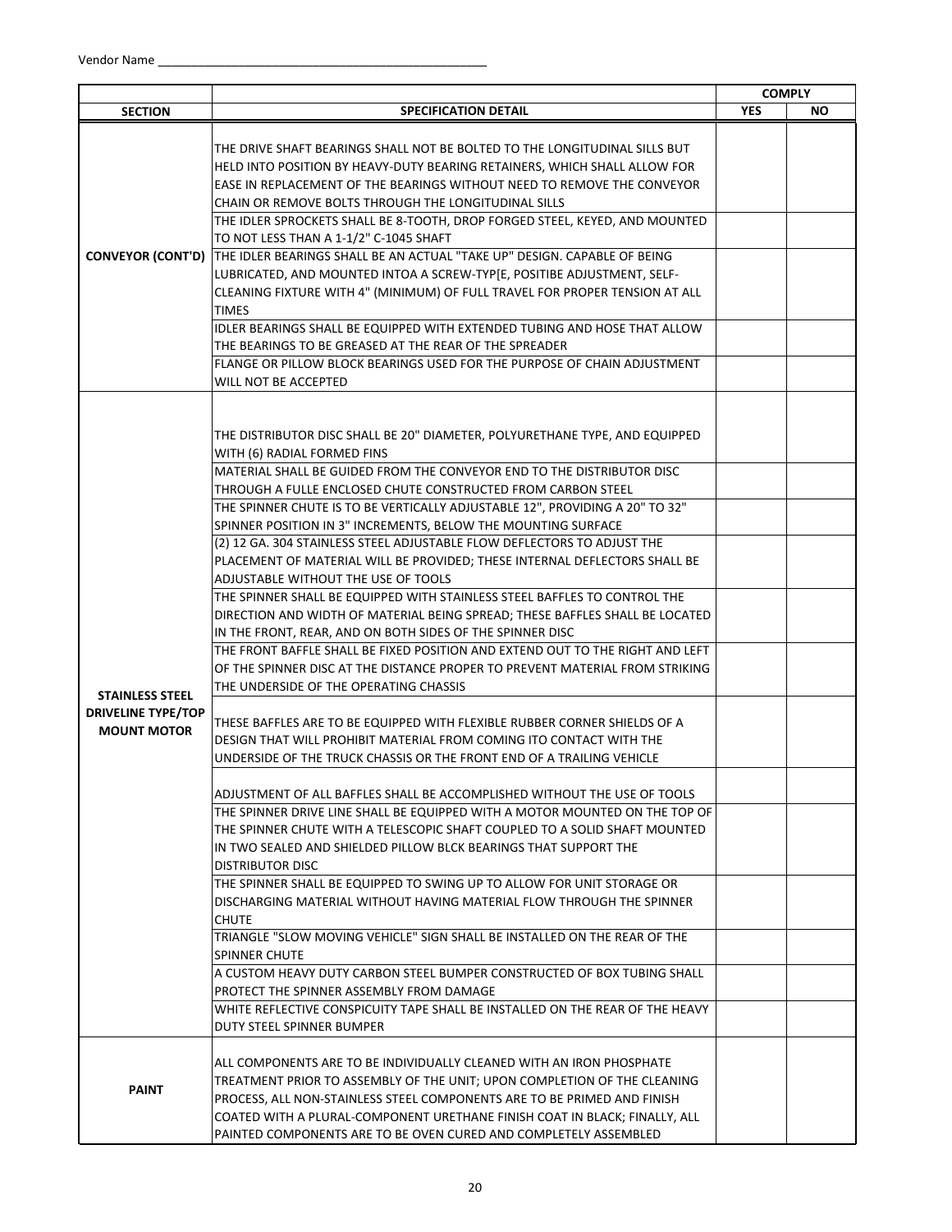Vendor Name ___________________________________________________

| SECTION | SPECIFICATION DETAIL | COMPLY YES | COMPLY NO |
|---|---|---|---|
| **CONVEYOR (CONT'D)** | THE DRIVE SHAFT BEARINGS SHALL NOT BE BOLTED TO THE LONGITUDINAL SILLS BUT HELD INTO POSITION BY HEAVY-DUTY BEARING RETAINERS, WHICH SHALL ALLOW FOR EASE IN REPLACEMENT OF THE BEARINGS WITHOUT NEED TO REMOVE THE CONVEYOR CHAIN OR REMOVE BOLTS THROUGH THE LONGITUDINAL SILLS | | |
| | THE IDLER SPROCKETS SHALL BE 8-TOOTH, DROP FORGED STEEL, KEYED, AND MOUNTED TO NOT LESS THAN A 1-1/2" C-1045 SHAFT | | |
| | THE IDLER BEARINGS SHALL BE AN ACTUAL "TAKE UP" DESIGN. CAPABLE OF BEING LUBRICATED, AND MOUNTED INTOA A SCREW-TYP[E, POSITIBE ADJUSTMENT, SELF-CLEANING FIXTURE WITH 4" (MINIMUM) OF FULL TRAVEL FOR PROPER TENSION AT ALL TIMES | | |
| | IDLER BEARINGS SHALL BE EQUIPPED WITH EXTENDED TUBING AND HOSE THAT ALLOW THE BEARINGS TO BE GREASED AT THE REAR OF THE SPREADER | | |
| | FLANGE OR PILLOW BLOCK BEARINGS USED FOR THE PURPOSE OF CHAIN ADJUSTMENT WILL NOT BE ACCEPTED | | |
| **STAINLESS STEEL DRIVELINE TYPE/TOP MOUNT MOTOR** | THE DISTRIBUTOR DISC SHALL BE 20" DIAMETER, POLYURETHANE TYPE, AND EQUIPPED WITH (6) RADIAL FORMED FINS | | |
| | MATERIAL SHALL BE GUIDED FROM THE CONVEYOR END TO THE DISTRIBUTOR DISC THROUGH A FULLE ENCLOSED CHUTE CONSTRUCTED FROM CARBON STEEL | | |
| | THE SPINNER CHUTE IS TO BE VERTICALLY ADJUSTABLE 12", PROVIDING A 20" TO 32" SPINNER POSITION IN 3" INCREMENTS, BELOW THE MOUNTING SURFACE | | |
| | (2) 12 GA. 304 STAINLESS STEEL ADJUSTABLE FLOW DEFLECTORS TO ADJUST THE PLACEMENT OF MATERIAL WILL BE PROVIDED; THESE INTERNAL DEFLECTORS SHALL BE ADJUSTABLE WITHOUT THE USE OF TOOLS | | |
| | THE SPINNER SHALL BE EQUIPPED WITH STAINLESS STEEL BAFFLES TO CONTROL THE DIRECTION AND WIDTH OF MATERIAL BEING SPREAD; THESE BAFFLES SHALL BE LOCATED IN THE FRONT, REAR, AND ON BOTH SIDES OF THE SPINNER DISC | | |
| | THE FRONT BAFFLE SHALL BE FIXED POSITION AND EXTEND OUT TO THE RIGHT AND LEFT OF THE SPINNER DISC AT THE DISTANCE PROPER TO PREVENT MATERIAL FROM STRIKING THE UNDERSIDE OF THE OPERATING CHASSIS | | |
| | THESE BAFFLES ARE TO BE EQUIPPED WITH FLEXIBLE RUBBER CORNER SHIELDS OF A DESIGN THAT WILL PROHIBIT MATERIAL FROM COMING ITO CONTACT WITH THE UNDERSIDE OF THE TRUCK CHASSIS OR THE FRONT END OF A TRAILING VEHICLE | | |
| | ADJUSTMENT OF ALL BAFFLES SHALL BE ACCOMPLISHED WITHOUT THE USE OF TOOLS | | |
| | THE SPINNER DRIVE LINE SHALL BE EQUIPPED WITH A MOTOR MOUNTED ON THE TOP OF THE SPINNER CHUTE WITH A TELESCOPIC SHAFT COUPLED TO A SOLID SHAFT MOUNTED IN TWO SEALED AND SHIELDED PILLOW BLCK BEARINGS THAT SUPPORT THE DISTRIBUTOR DISC | | |
| | THE SPINNER SHALL BE EQUIPPED TO SWING UP TO ALLOW FOR UNIT STORAGE OR DISCHARGING MATERIAL WITHOUT HAVING MATERIAL FLOW THROUGH THE SPINNER CHUTE | | |
| | TRIANGLE "SLOW MOVING VEHICLE" SIGN SHALL BE INSTALLED ON THE REAR OF THE SPINNER CHUTE | | |
| | A CUSTOM HEAVY DUTY CARBON STEEL BUMPER CONSTRUCTED OF BOX TUBING SHALL PROTECT THE SPINNER ASSEMBLY FROM DAMAGE | | |
| | WHITE REFLECTIVE CONSPICUITY TAPE SHALL BE INSTALLED ON THE REAR OF THE HEAVY DUTY STEEL SPINNER BUMPER | | |
| **PAINT** | ALL COMPONENTS ARE TO BE INDIVIDUALLY CLEANED WITH AN IRON PHOSPHATE TREATMENT PRIOR TO ASSEMBLY OF THE UNIT; UPON COMPLETION OF THE CLEANING PROCESS, ALL NON-STAINLESS STEEL COMPONENTS ARE TO BE PRIMED AND FINISH COATED WITH A PLURAL-COMPONENT URETHANE FINISH COAT IN BLACK; FINALLY, ALL PAINTED COMPONENTS ARE TO BE OVEN CURED AND COMPLETELY ASSEMBLED | | |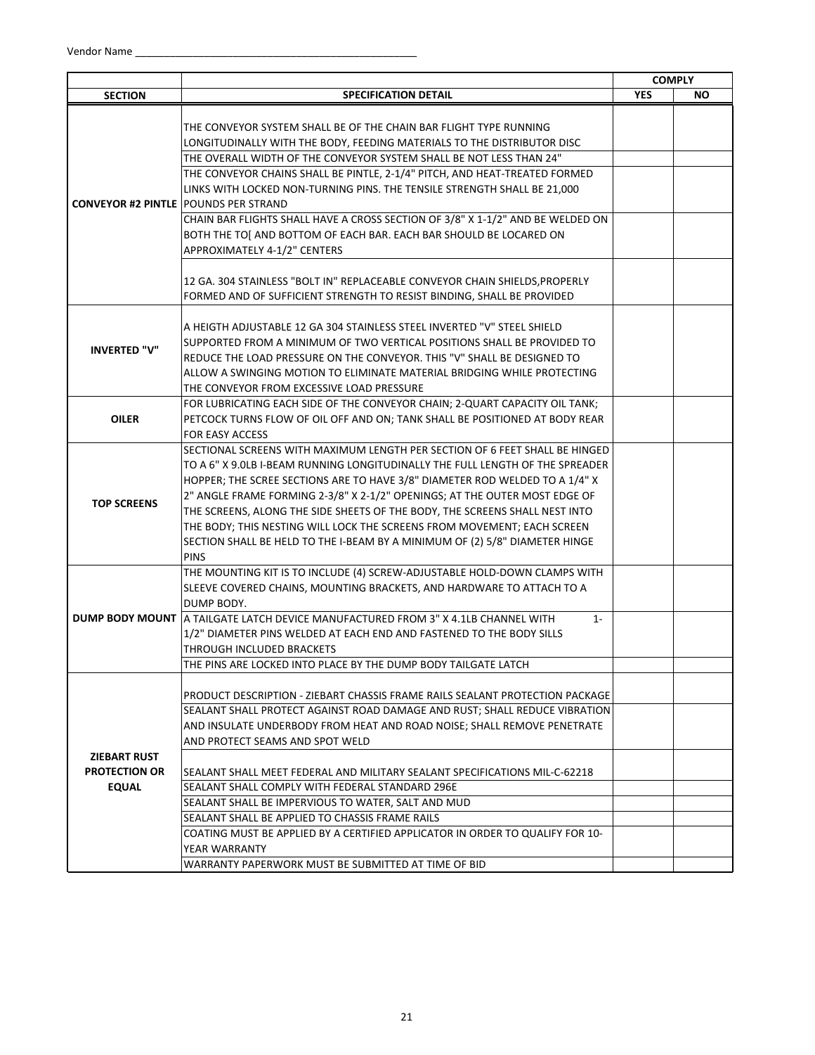Vendor Name ___________________________________________________

| | | COMPLY | |
|---|---|---|---|
| **SECTION** | **SPECIFICATION DETAIL** | **YES** | **NO** |
| **CONVEYOR #2 PINTLE** | THE CONVEYOR SYSTEM SHALL BE OF THE CHAIN BAR FLIGHT TYPE RUNNING LONGITUDINALLY WITH THE BODY, FEEDING MATERIALS TO THE DISTRIBUTOR DISC | | |
| | THE OVERALL WIDTH OF THE CONVEYOR SYSTEM SHALL BE NOT LESS THAN 24" | | |
| | THE CONVEYOR CHAINS SHALL BE PINTLE, 2-1/4" PITCH, AND HEAT-TREATED FORMED LINKS WITH LOCKED NON-TURNING PINS. THE TENSILE STRENGTH SHALL BE 21,000 POUNDS PER STRAND | | |
| | CHAIN BAR FLIGHTS SHALL HAVE A CROSS SECTION OF 3/8" X 1-1/2" AND BE WELDED ON BOTH THE TO[ AND BOTTOM OF EACH BAR. EACH BAR SHOULD BE LOCARED ON APPROXIMATELY 4-1/2" CENTERS | | |
| | 12 GA. 304 STAINLESS "BOLT IN" REPLACEABLE CONVEYOR CHAIN SHIELDS,PROPERLY FORMED AND OF SUFFICIENT STRENGTH TO RESIST BINDING, SHALL BE PROVIDED | | |
| **INVERTED "V"** | A HEIGTH ADJUSTABLE 12 GA 304 STAINLESS STEEL INVERTED "V" STEEL SHIELD SUPPORTED FROM A MINIMUM OF TWO VERTICAL POSITIONS SHALL BE PROVIDED TO REDUCE THE LOAD PRESSURE ON THE CONVEYOR. THIS "V" SHALL BE DESIGNED TO ALLOW A SWINGING MOTION TO ELIMINATE MATERIAL BRIDGING WHILE PROTECTING THE CONVEYOR FROM EXCESSIVE LOAD PRESSURE | | |
| **OILER** | FOR LUBRICATING EACH SIDE OF THE CONVEYOR CHAIN; 2-QUART CAPACITY OIL TANK; PETCOCK TURNS FLOW OF OIL OFF AND ON; TANK SHALL BE POSITIONED AT BODY REAR FOR EASY ACCESS | | |
| **TOP SCREENS** | SECTIONAL SCREENS WITH MAXIMUM LENGTH PER SECTION OF 6 FEET SHALL BE HINGED TO A 6" X 9.0LB I-BEAM RUNNING LONGITUDINALLY THE FULL LENGTH OF THE SPREADER HOPPER; THE SCREE SECTIONS ARE TO HAVE 3/8" DIAMETER ROD WELDED TO A 1/4" X 2" ANGLE FRAME FORMING 2-3/8" X 2-1/2" OPENINGS; AT THE OUTER MOST EDGE OF THE SCREENS, ALONG THE SIDE SHEETS OF THE BODY, THE SCREENS SHALL NEST INTO THE BODY; THIS NESTING WILL LOCK THE SCREENS FROM MOVEMENT; EACH SCREEN SECTION SHALL BE HELD TO THE I-BEAM BY A MINIMUM OF (2) 5/8" DIAMETER HINGE PINS | | |
| **DUMP BODY MOUNT** | THE MOUNTING KIT IS TO INCLUDE (4) SCREW-ADJUSTABLE HOLD-DOWN CLAMPS WITH SLEEVE COVERED CHAINS, MOUNTING BRACKETS, AND HARDWARE TO ATTACH TO A DUMP BODY. | | |
| | A TAILGATE LATCH DEVICE MANUFACTURED FROM 3" X 4.1LB CHANNEL WITH 1-1/2" DIAMETER PINS WELDED AT EACH END AND FASTENED TO THE BODY SILLS THROUGH INCLUDED BRACKETS | | |
| | THE PINS ARE LOCKED INTO PLACE BY THE DUMP BODY TAILGATE LATCH | | |
| **ZIEBART RUST PROTECTION OR EQUAL** | PRODUCT DESCRIPTION - ZIEBART CHASSIS FRAME RAILS SEALANT PROTECTION PACKAGE | | |
| | SEALANT SHALL PROTECT AGAINST ROAD DAMAGE AND RUST; SHALL REDUCE VIBRATION AND INSULATE UNDERBODY FROM HEAT AND ROAD NOISE; SHALL REMOVE PENETRATE AND PROTECT SEAMS AND SPOT WELD | | |
| | SEALANT SHALL MEET FEDERAL AND MILITARY SEALANT SPECIFICATIONS MIL-C-62218 | | |
| | SEALANT SHALL COMPLY WITH FEDERAL STANDARD 296E | | |
| | SEALANT SHALL BE IMPERVIOUS TO WATER, SALT AND MUD | | |
| | SEALANT SHALL BE APPLIED TO CHASSIS FRAME RAILS | | |
| | COATING MUST BE APPLIED BY A CERTIFIED APPLICATOR IN ORDER TO QUALIFY FOR 10-YEAR WARRANTY | | |
| | WARRANTY PAPERWORK MUST BE SUBMITTED AT TIME OF BID | | |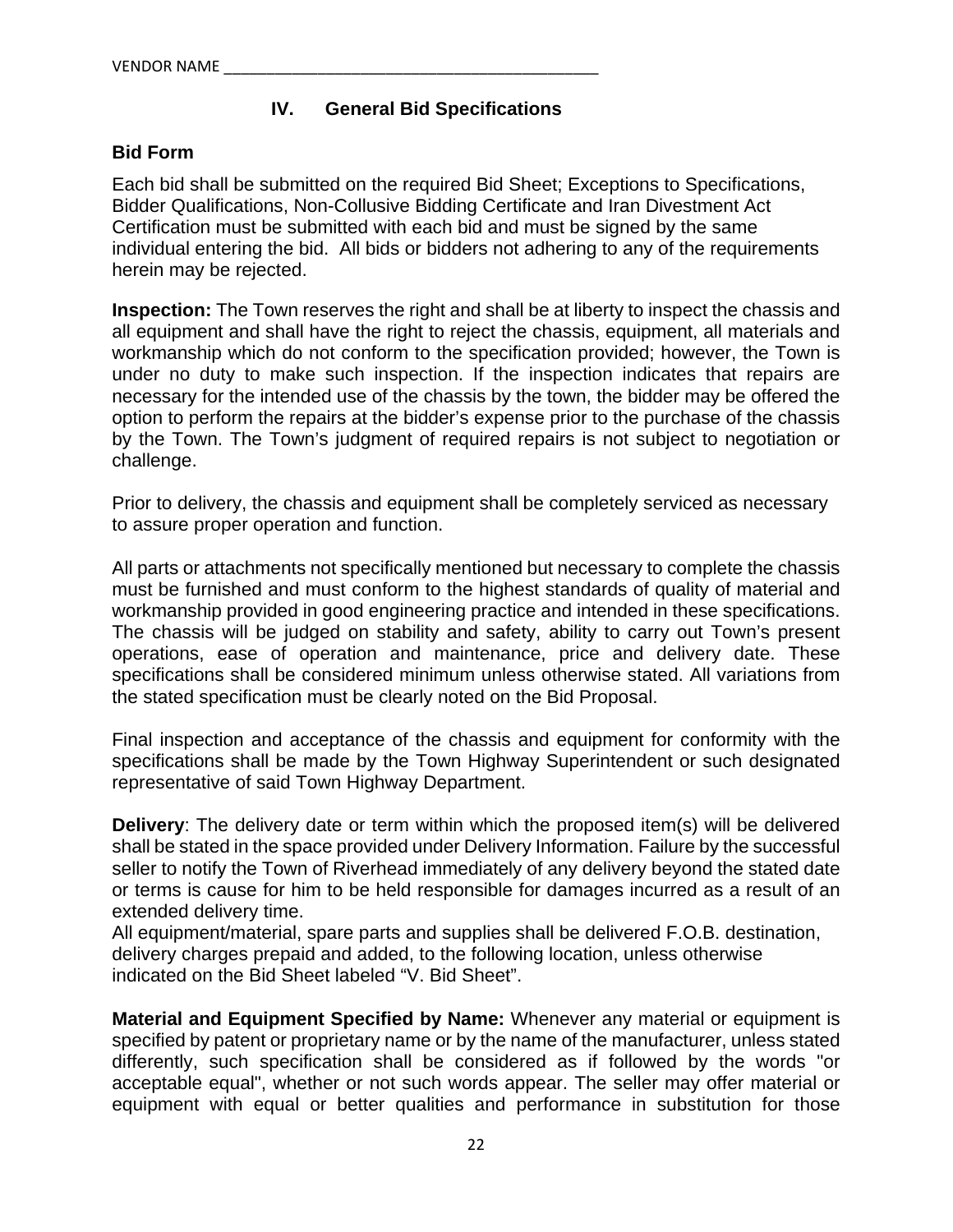VENDOR NAME ____________________________________________

## IV. General Bid Specifications

### Bid Form

Each bid shall be submitted on the required Bid Sheet; Exceptions to Specifications, Bidder Qualifications, Non-Collusive Bidding Certificate and Iran Divestment Act Certification must be submitted with each bid and must be signed by the same individual entering the bid. All bids or bidders not adhering to any of the requirements herein may be rejected.

**Inspection:** The Town reserves the right and shall be at liberty to inspect the chassis and all equipment and shall have the right to reject the chassis, equipment, all materials and workmanship which do not conform to the specification provided; however, the Town is under no duty to make such inspection. If the inspection indicates that repairs are necessary for the intended use of the chassis by the town, the bidder may be offered the option to perform the repairs at the bidder's expense prior to the purchase of the chassis by the Town. The Town's judgment of required repairs is not subject to negotiation or challenge.

Prior to delivery, the chassis and equipment shall be completely serviced as necessary to assure proper operation and function.

All parts or attachments not specifically mentioned but necessary to complete the chassis must be furnished and must conform to the highest standards of quality of material and workmanship provided in good engineering practice and intended in these specifications. The chassis will be judged on stability and safety, ability to carry out Town's present operations, ease of operation and maintenance, price and delivery date. These specifications shall be considered minimum unless otherwise stated. All variations from the stated specification must be clearly noted on the Bid Proposal.

Final inspection and acceptance of the chassis and equipment for conformity with the specifications shall be made by the Town Highway Superintendent or such designated representative of said Town Highway Department.

**Delivery**: The delivery date or term within which the proposed item(s) will be delivered shall be stated in the space provided under Delivery Information. Failure by the successful seller to notify the Town of Riverhead immediately of any delivery beyond the stated date or terms is cause for him to be held responsible for damages incurred as a result of an extended delivery time.
All equipment/material, spare parts and supplies shall be delivered F.O.B. destination, delivery charges prepaid and added, to the following location, unless otherwise indicated on the Bid Sheet labeled "V. Bid Sheet".

**Material and Equipment Specified by Name:** Whenever any material or equipment is specified by patent or proprietary name or by the name of the manufacturer, unless stated differently, such specification shall be considered as if followed by the words "or acceptable equal", whether or not such words appear. The seller may offer material or equipment with equal or better qualities and performance in substitution for those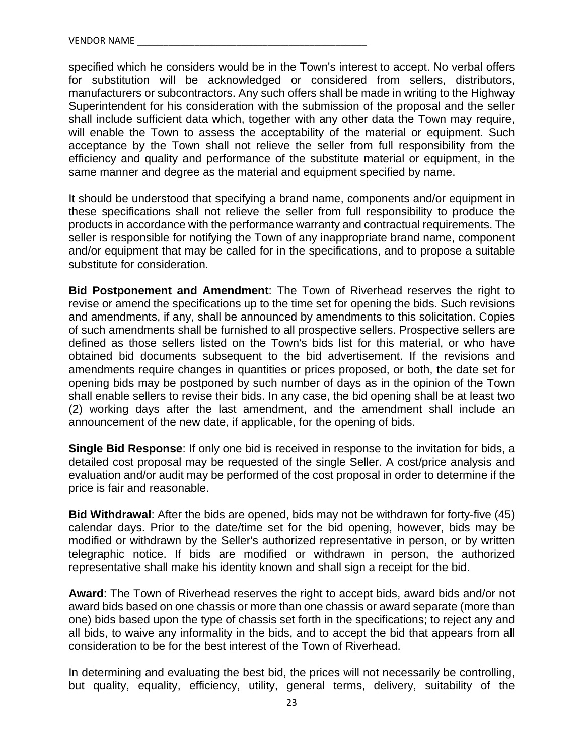VENDOR NAME ____________________________________________

specified which he considers would be in the Town's interest to accept. No verbal offers for substitution will be acknowledged or considered from sellers, distributors, manufacturers or subcontractors. Any such offers shall be made in writing to the Highway Superintendent for his consideration with the submission of the proposal and the seller shall include sufficient data which, together with any other data the Town may require, will enable the Town to assess the acceptability of the material or equipment. Such acceptance by the Town shall not relieve the seller from full responsibility from the efficiency and quality and performance of the substitute material or equipment, in the same manner and degree as the material and equipment specified by name.

It should be understood that specifying a brand name, components and/or equipment in these specifications shall not relieve the seller from full responsibility to produce the products in accordance with the performance warranty and contractual requirements. The seller is responsible for notifying the Town of any inappropriate brand name, component and/or equipment that may be called for in the specifications, and to propose a suitable substitute for consideration.

**Bid Postponement and Amendment**: The Town of Riverhead reserves the right to revise or amend the specifications up to the time set for opening the bids. Such revisions and amendments, if any, shall be announced by amendments to this solicitation. Copies of such amendments shall be furnished to all prospective sellers. Prospective sellers are defined as those sellers listed on the Town's bids list for this material, or who have obtained bid documents subsequent to the bid advertisement. If the revisions and amendments require changes in quantities or prices proposed, or both, the date set for opening bids may be postponed by such number of days as in the opinion of the Town shall enable sellers to revise their bids. In any case, the bid opening shall be at least two (2) working days after the last amendment, and the amendment shall include an announcement of the new date, if applicable, for the opening of bids.

**Single Bid Response**: If only one bid is received in response to the invitation for bids, a detailed cost proposal may be requested of the single Seller. A cost/price analysis and evaluation and/or audit may be performed of the cost proposal in order to determine if the price is fair and reasonable.

**Bid Withdrawal**: After the bids are opened, bids may not be withdrawn for forty-five (45) calendar days. Prior to the date/time set for the bid opening, however, bids may be modified or withdrawn by the Seller's authorized representative in person, or by written telegraphic notice. If bids are modified or withdrawn in person, the authorized representative shall make his identity known and shall sign a receipt for the bid.

**Award**: The Town of Riverhead reserves the right to accept bids, award bids and/or not award bids based on one chassis or more than one chassis or award separate (more than one) bids based upon the type of chassis set forth in the specifications; to reject any and all bids, to waive any informality in the bids, and to accept the bid that appears from all consideration to be for the best interest of the Town of Riverhead.

In determining and evaluating the best bid, the prices will not necessarily be controlling, but quality, equality, efficiency, utility, general terms, delivery, suitability of the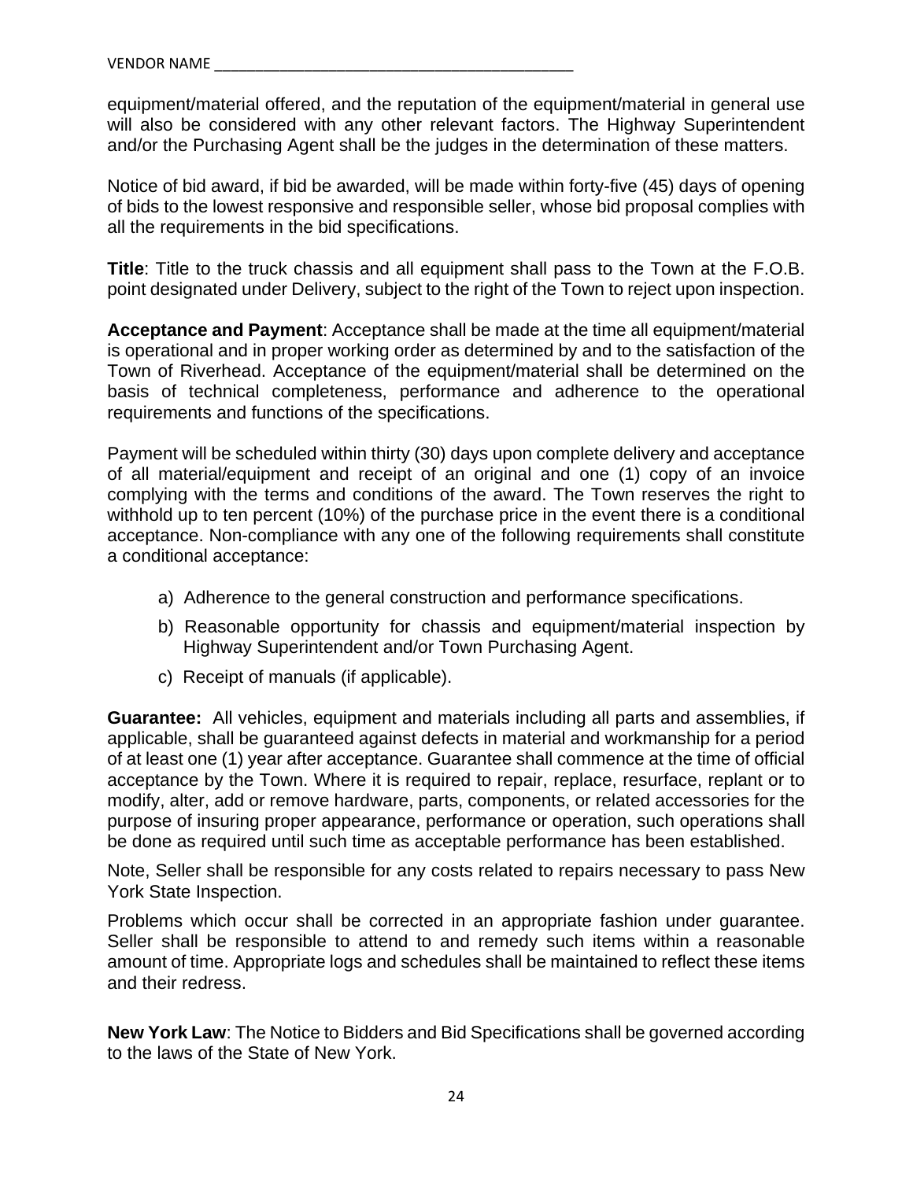equipment/material offered, and the reputation of the equipment/material in general use will also be considered with any other relevant factors. The Highway Superintendent and/or the Purchasing Agent shall be the judges in the determination of these matters.

Notice of bid award, if bid be awarded, will be made within forty-five (45) days of opening of bids to the lowest responsive and responsible seller, whose bid proposal complies with all the requirements in the bid specifications.

**Title**: Title to the truck chassis and all equipment shall pass to the Town at the F.O.B. point designated under Delivery, subject to the right of the Town to reject upon inspection.

**Acceptance and Payment**: Acceptance shall be made at the time all equipment/material is operational and in proper working order as determined by and to the satisfaction of the Town of Riverhead. Acceptance of the equipment/material shall be determined on the basis of technical completeness, performance and adherence to the operational requirements and functions of the specifications.

Payment will be scheduled within thirty (30) days upon complete delivery and acceptance of all material/equipment and receipt of an original and one (1) copy of an invoice complying with the terms and conditions of the award. The Town reserves the right to withhold up to ten percent (10%) of the purchase price in the event there is a conditional acceptance. Non-compliance with any one of the following requirements shall constitute a conditional acceptance:

a) Adherence to the general construction and performance specifications.

b) Reasonable opportunity for chassis and equipment/material inspection by Highway Superintendent and/or Town Purchasing Agent.

c) Receipt of manuals (if applicable).

**Guarantee:** All vehicles, equipment and materials including all parts and assemblies, if applicable, shall be guaranteed against defects in material and workmanship for a period of at least one (1) year after acceptance. Guarantee shall commence at the time of official acceptance by the Town. Where it is required to repair, replace, resurface, replant or to modify, alter, add or remove hardware, parts, components, or related accessories for the purpose of insuring proper appearance, performance or operation, such operations shall be done as required until such time as acceptable performance has been established.

Note, Seller shall be responsible for any costs related to repairs necessary to pass New York State Inspection.

Problems which occur shall be corrected in an appropriate fashion under guarantee. Seller shall be responsible to attend to and remedy such items within a reasonable amount of time. Appropriate logs and schedules shall be maintained to reflect these items and their redress.

**New York Law**: The Notice to Bidders and Bid Specifications shall be governed according to the laws of the State of New York.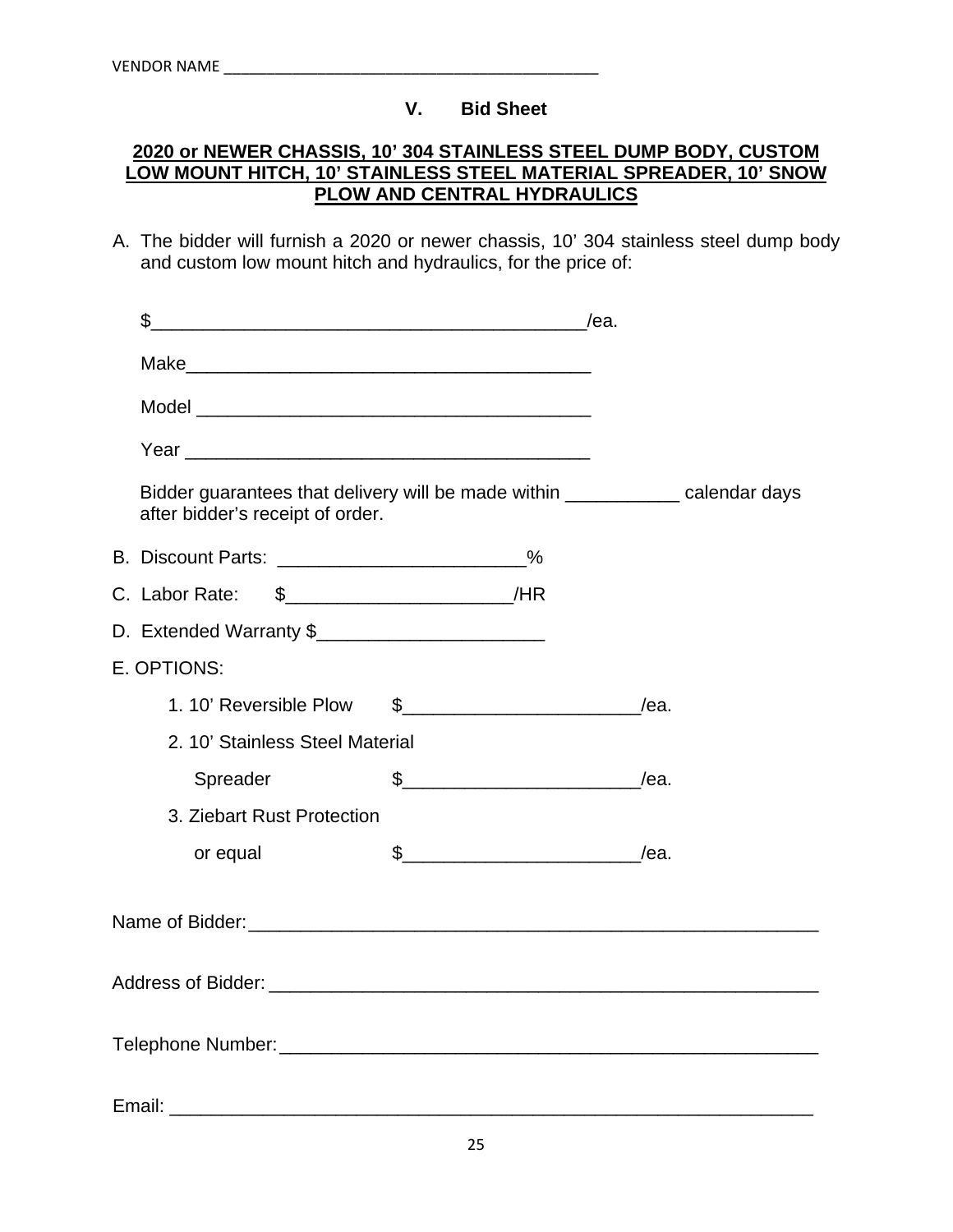VENDOR NAME ___________________________________________

## V. Bid Sheet

**2020 or NEWER CHASSIS, 10' 304 STAINLESS STEEL DUMP BODY, CUSTOM LOW MOUNT HITCH, 10' STAINLESS STEEL MATERIAL SPREADER, 10' SNOW PLOW AND CENTRAL HYDRAULICS**

A. The bidder will furnish a 2020 or newer chassis, 10' 304 stainless steel dump body and custom low mount hitch and hydraulics, for the price of:

$________________________________________/ea.

Make______________________________________

Model _____________________________________

Year ______________________________________

Bidder guarantees that delivery will be made within ___________ calendar days after bidder's receipt of order.

B. Discount Parts: _______________________%

C. Labor Rate: $_____________________/HR

D. Extended Warranty $_____________________

E. OPTIONS:

1. 10' Reversible Plow $______________________/ea.
2. 10' Stainless Steel Material Spreader $______________________/ea.
3. Ziebart Rust Protection or equal $______________________/ea.

Name of Bidder:______________________________________________________

Address of Bidder: ____________________________________________________

Telephone Number:____________________________________________________

Email: ______________________________________________________________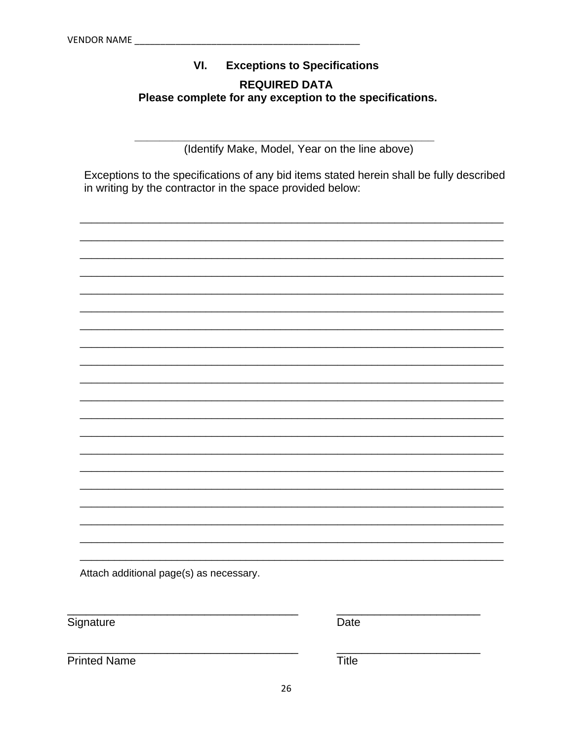VENDOR NAME ___________________________________________

## VI. Exceptions to Specifications

**REQUIRED DATA**

**Please complete for any exception to the specifications.**

_______________________________________________

(Identify Make, Model, Year on the line above)

Exceptions to the specifications of any bid items stated herein shall be fully described in writing by the contractor in the space provided below:

_________________________________________________________________________

_________________________________________________________________________

_________________________________________________________________________

_________________________________________________________________________

_________________________________________________________________________

_________________________________________________________________________

_________________________________________________________________________

_________________________________________________________________________

_________________________________________________________________________

_________________________________________________________________________

_________________________________________________________________________

_________________________________________________________________________

_________________________________________________________________________

_________________________________________________________________________

_________________________________________________________________________

_________________________________________________________________________

_________________________________________________________________________

_________________________________________________________________________

_________________________________________________________________________

_________________________________________________________________________

Attach additional page(s) as necessary.

_____________________________________ _______________________

Signature Date

_____________________________________ _______________________

Printed Name Title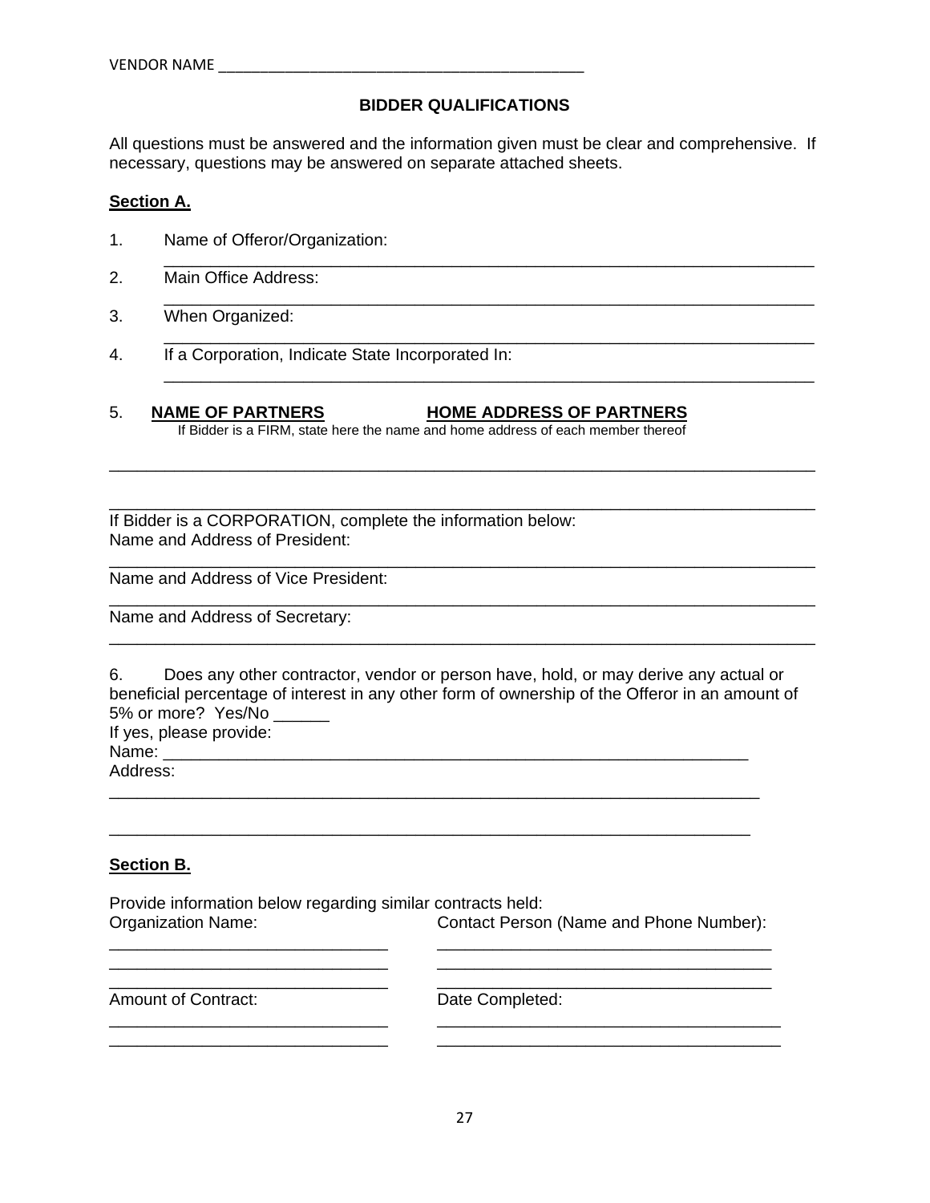VENDOR NAME ___________________________________________

## BIDDER QUALIFICATIONS

All questions must be answered and the information given must be clear and comprehensive. If necessary, questions may be answered on separate attached sheets.

**Section A.**

1. Name of Offeror/Organization:
   ___________________________________________________________________
2. Main Office Address:
   ___________________________________________________________________
3. When Organized:
   ___________________________________________________________________
4. If a Corporation, Indicate State Incorporated In:
   ___________________________________________________________________

5. **NAME OF PARTNERS** **HOME ADDRESS OF PARTNERS**
   If Bidder is a FIRM, state here the name and home address of each member thereof

___________________________________________________________________________

___________________________________________________________________________

If Bidder is a CORPORATION, complete the information below:
Name and Address of President:
___________________________________________________________________________
Name and Address of Vice President:
___________________________________________________________________________
Name and Address of Secretary:
___________________________________________________________________________

6. Does any other contractor, vendor or person have, hold, or may derive any actual or beneficial percentage of interest in any other form of ownership of the Offeror in an amount of 5% or more? Yes/No ______
If yes, please provide:
Name: _____________________________________________________________
Address:
_________________________________________________________________________

_________________________________________________________________________

**Section B.**

Provide information below regarding similar contracts held:

| Organization Name: | Contact Person (Name and Phone Number): |
|---|---|
| ______________________________ | ____________________________________ |
| ______________________________ | ____________________________________ |
| ______________________________ | ____________________________________ |
| **Amount of Contract:** | **Date Completed:** |
| ______________________________ | ____________________________________ |
| ______________________________ | ____________________________________ |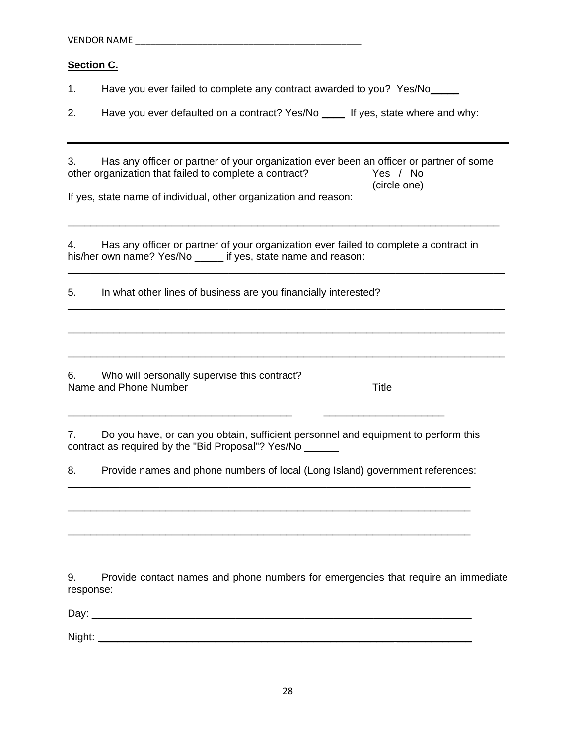VENDOR NAME ____________________________________________

**Section C.**

1. Have you ever failed to complete any contract awarded to you? Yes/No_____

2. Have you ever defaulted on a contract? Yes/No ____ If yes, state where and why:

_______________________________________________________________________________

3. Has any officer or partner of your organization ever been an officer or partner of some other organization that failed to complete a contract? Yes / No (circle one)

If yes, state name of individual, other organization and reason:

_______________________________________________________________________________

4. Has any officer or partner of your organization ever failed to complete a contract in his/her own name? Yes/No _____ if yes, state name and reason:

_______________________________________________________________________________

5. In what other lines of business are you financially interested?

_______________________________________________________________________________

_______________________________________________________________________________

_______________________________________________________________________________

6. Who will personally supervise this contract?

Name and Phone Number Title

_______________________________________ ____________________

7. Do you have, or can you obtain, sufficient personnel and equipment to perform this contract as required by the "Bid Proposal"? Yes/No ______

8. Provide names and phone numbers of local (Long Island) government references:

_______________________________________________________________________________

_______________________________________________________________________________

_______________________________________________________________________________

9. Provide contact names and phone numbers for emergencies that require an immediate response:

Day: _________________________________________________________________

Night: _______________________________________________________________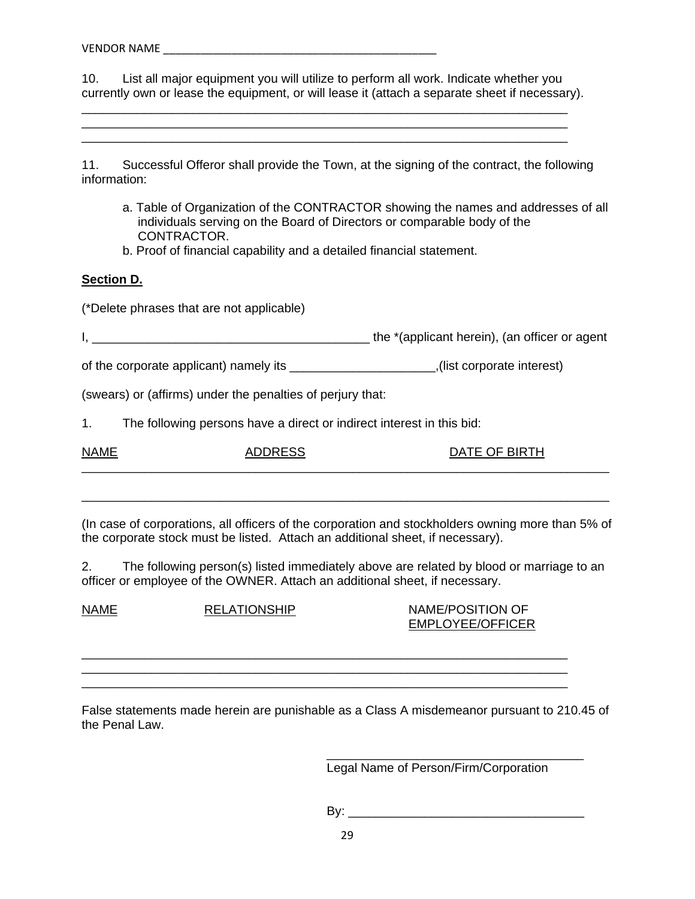VENDOR NAME ____________________________________________

10. List all major equipment you will utilize to perform all work. Indicate whether you currently own or lease the equipment, or will lease it (attach a separate sheet if necessary).

___________________________________________________________________________
___________________________________________________________________________
___________________________________________________________________________

11. Successful Offeror shall provide the Town, at the signing of the contract, the following information:

a. Table of Organization of the CONTRACTOR showing the names and addresses of all individuals serving on the Board of Directors or comparable body of the CONTRACTOR.
b. Proof of financial capability and a detailed financial statement.

**Section D.**

(*Delete phrases that are not applicable)

I, ________________________________________ the *(applicant herein), (an officer or agent of the corporate applicant) namely its ____________________,(list corporate interest) (swears) or (affirms) under the penalties of perjury that:

1. The following persons have a direct or indirect interest in this bid:

| NAME | ADDRESS | DATE OF BIRTH |
|---|---|---|
| | | |
| | | |

(In case of corporations, all officers of the corporation and stockholders owning more than 5% of the corporate stock must be listed. Attach an additional sheet, if necessary).

2. The following person(s) listed immediately above are related by blood or marriage to an officer or employee of the OWNER. Attach an additional sheet, if necessary.

| NAME | RELATIONSHIP | NAME/POSITION OF EMPLOYEE/OFFICER |
|---|---|---|
| | | |
| | | |
| | | |

False statements made herein are punishable as a Class A misdemeanor pursuant to 210.45 of the Penal Law.

______________________________________
Legal Name of Person/Firm/Corporation

By: __________________________________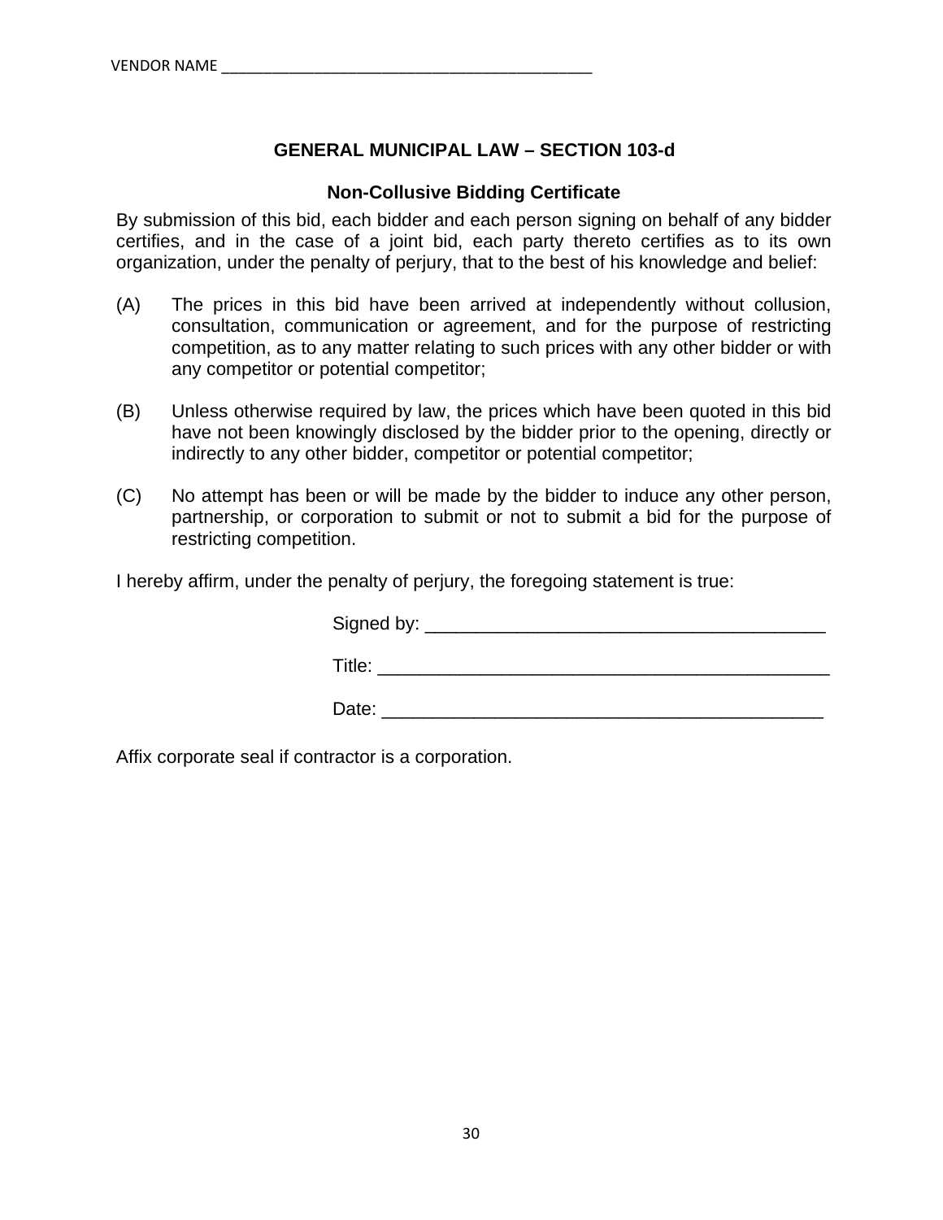VENDOR NAME ____________________________________________

## GENERAL MUNICIPAL LAW – SECTION 103-d

### Non-Collusive Bidding Certificate

By submission of this bid, each bidder and each person signing on behalf of any bidder certifies, and in the case of a joint bid, each party thereto certifies as to its own organization, under the penalty of perjury, that to the best of his knowledge and belief:

(A) The prices in this bid have been arrived at independently without collusion, consultation, communication or agreement, and for the purpose of restricting competition, as to any matter relating to such prices with any other bidder or with any competitor or potential competitor;

(B) Unless otherwise required by law, the prices which have been quoted in this bid have not been knowingly disclosed by the bidder prior to the opening, directly or indirectly to any other bidder, competitor or potential competitor;

(C) No attempt has been or will be made by the bidder to induce any other person, partnership, or corporation to submit or not to submit a bid for the purpose of restricting competition.

I hereby affirm, under the penalty of perjury, the foregoing statement is true:

Signed by: ________________________________________

Title: ______________________________________________

Date: _____________________________________________

Affix corporate seal if contractor is a corporation.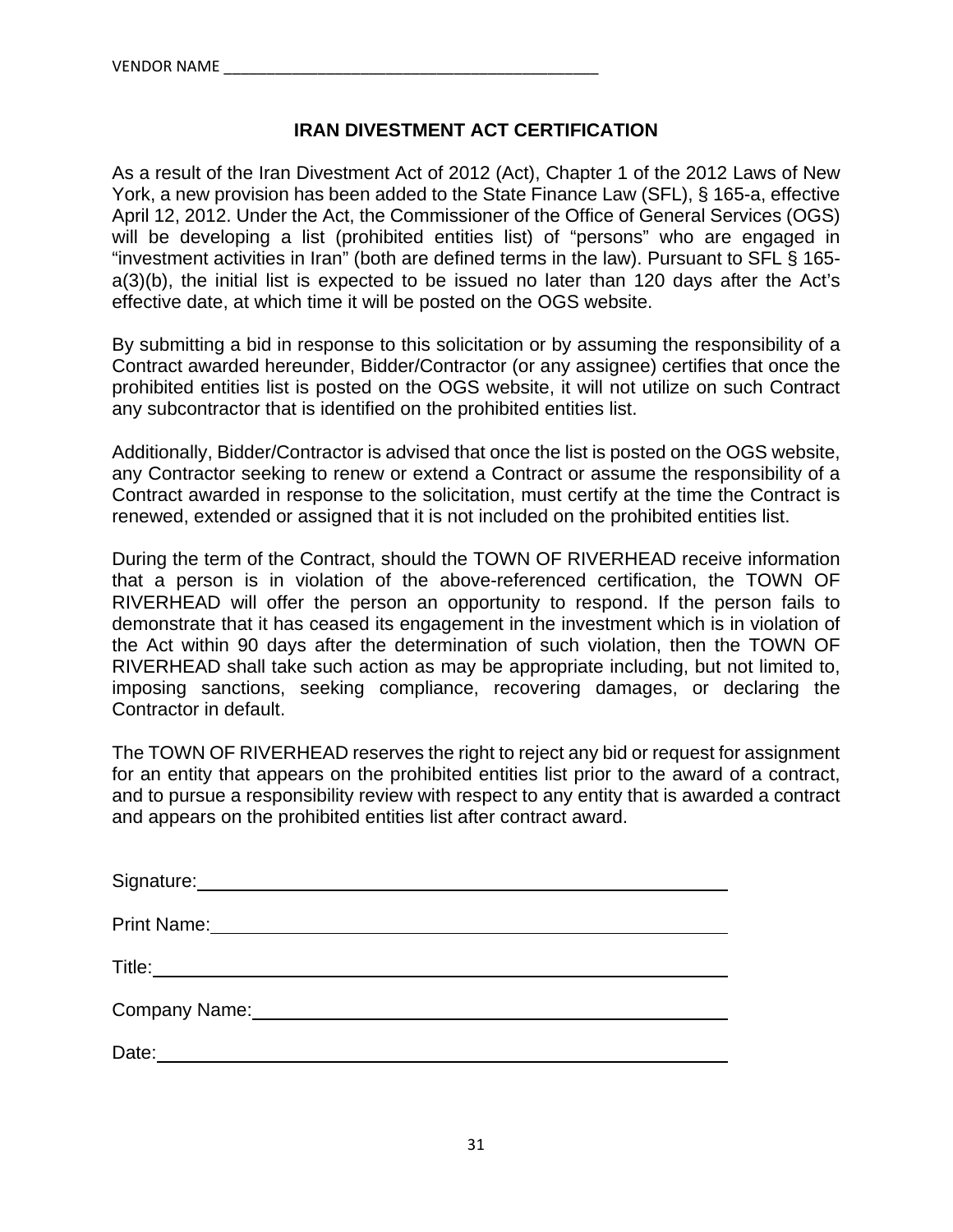VENDOR NAME ___________________________________________

## IRAN DIVESTMENT ACT CERTIFICATION

As a result of the Iran Divestment Act of 2012 (Act), Chapter 1 of the 2012 Laws of New York, a new provision has been added to the State Finance Law (SFL), § 165-a, effective April 12, 2012. Under the Act, the Commissioner of the Office of General Services (OGS) will be developing a list (prohibited entities list) of "persons" who are engaged in "investment activities in Iran" (both are defined terms in the law). Pursuant to SFL § 165-a(3)(b), the initial list is expected to be issued no later than 120 days after the Act's effective date, at which time it will be posted on the OGS website.

By submitting a bid in response to this solicitation or by assuming the responsibility of a Contract awarded hereunder, Bidder/Contractor (or any assignee) certifies that once the prohibited entities list is posted on the OGS website, it will not utilize on such Contract any subcontractor that is identified on the prohibited entities list.

Additionally, Bidder/Contractor is advised that once the list is posted on the OGS website, any Contractor seeking to renew or extend a Contract or assume the responsibility of a Contract awarded in response to the solicitation, must certify at the time the Contract is renewed, extended or assigned that it is not included on the prohibited entities list.

During the term of the Contract, should the TOWN OF RIVERHEAD receive information that a person is in violation of the above-referenced certification, the TOWN OF RIVERHEAD will offer the person an opportunity to respond. If the person fails to demonstrate that it has ceased its engagement in the investment which is in violation of the Act within 90 days after the determination of such violation, then the TOWN OF RIVERHEAD shall take such action as may be appropriate including, but not limited to, imposing sanctions, seeking compliance, recovering damages, or declaring the Contractor in default.

The TOWN OF RIVERHEAD reserves the right to reject any bid or request for assignment for an entity that appears on the prohibited entities list prior to the award of a contract, and to pursue a responsibility review with respect to any entity that is awarded a contract and appears on the prohibited entities list after contract award.

Signature: ___________________________________________

Print Name: ___________________________________________

Title: ___________________________________________

Company Name: ___________________________________________

Date: ___________________________________________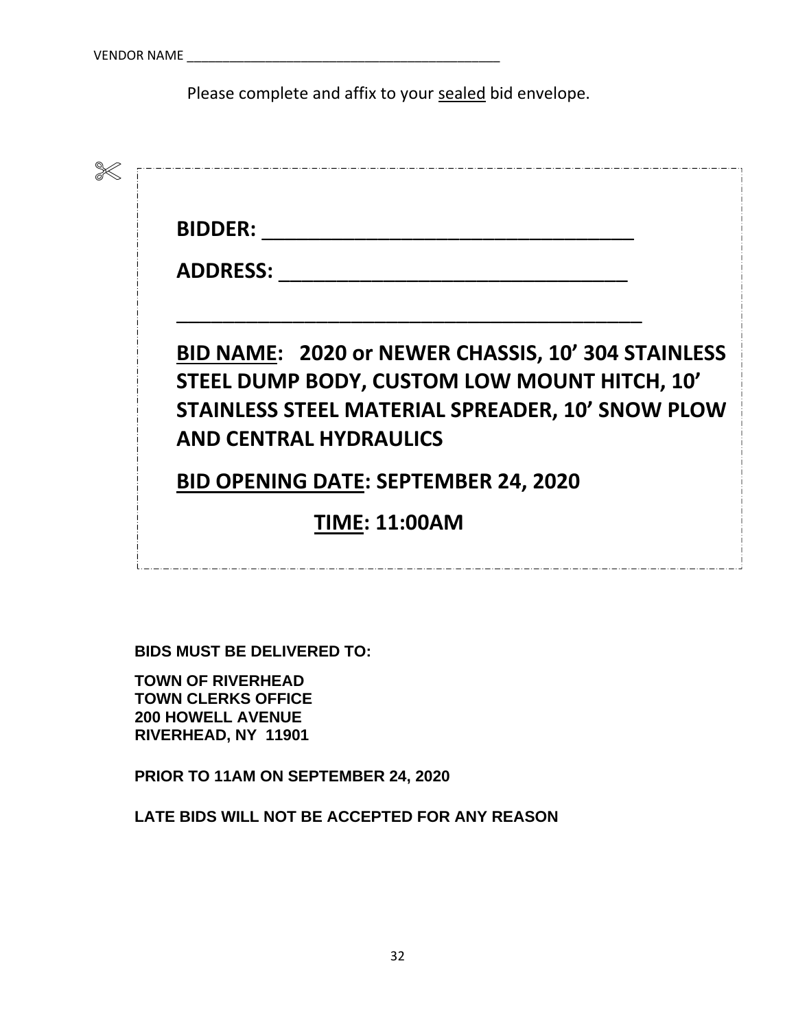VENDOR NAME ___________________________________________

Please complete and affix to your sealed bid envelope.

✂

**BIDDER: ___________________________________**

**ADDRESS: _________________________________**

**_____________________________________________**

**BID NAME: 2020 or NEWER CHASSIS, 10' 304 STAINLESS STEEL DUMP BODY, CUSTOM LOW MOUNT HITCH, 10' STAINLESS STEEL MATERIAL SPREADER, 10' SNOW PLOW AND CENTRAL HYDRAULICS**

**BID OPENING DATE: SEPTEMBER 24, 2020**

**TIME: 11:00AM**

**BIDS MUST BE DELIVERED TO:**

**TOWN OF RIVERHEAD**
**TOWN CLERKS OFFICE**
**200 HOWELL AVENUE**
**RIVERHEAD, NY 11901**

**PRIOR TO 11AM ON SEPTEMBER 24, 2020**

**LATE BIDS WILL NOT BE ACCEPTED FOR ANY REASON**